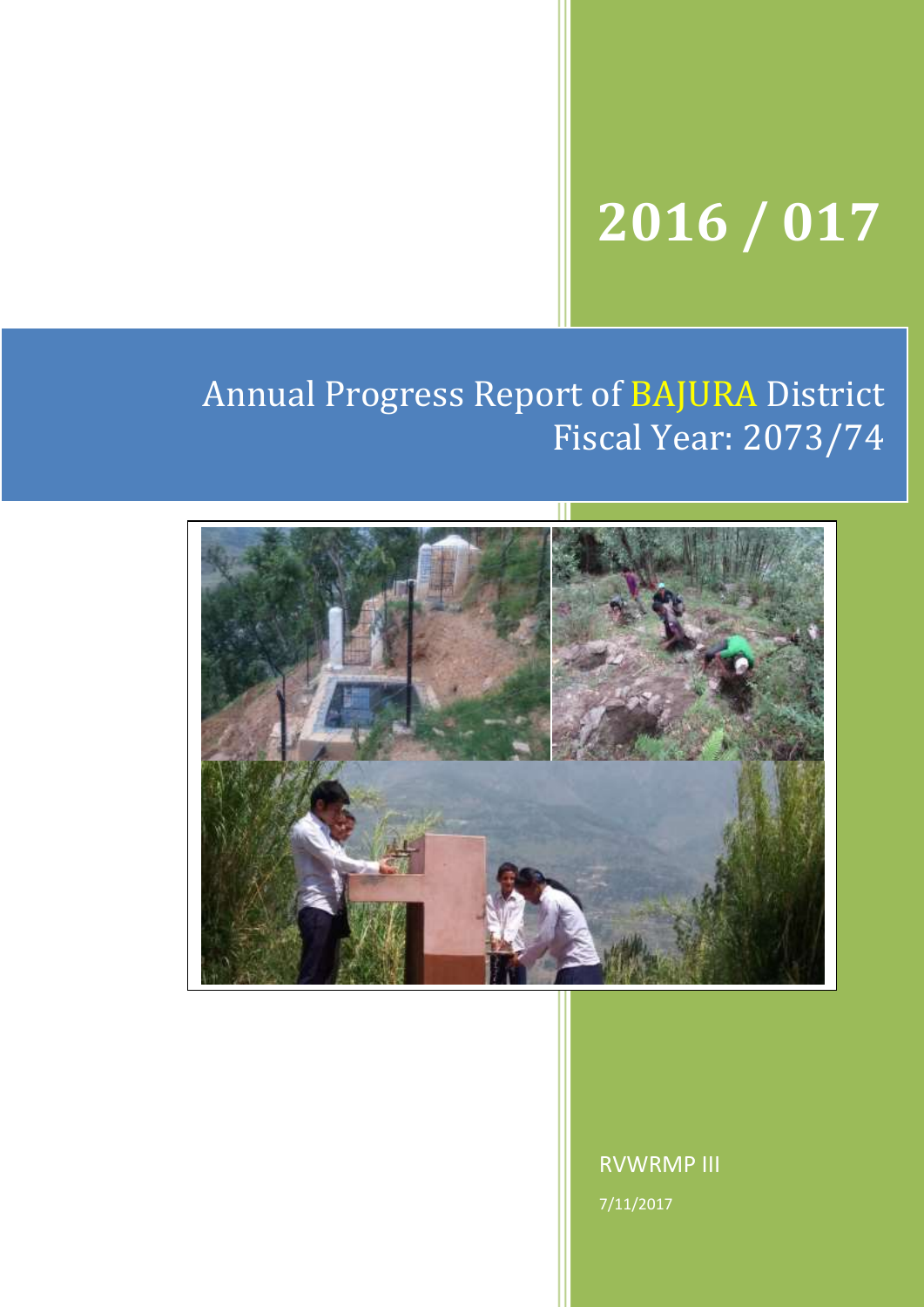# 2016 / 017

## Annual Progress Report of BAJURA District
## Fiscal Year: 2073/74

RVWRMP III

7/11/2017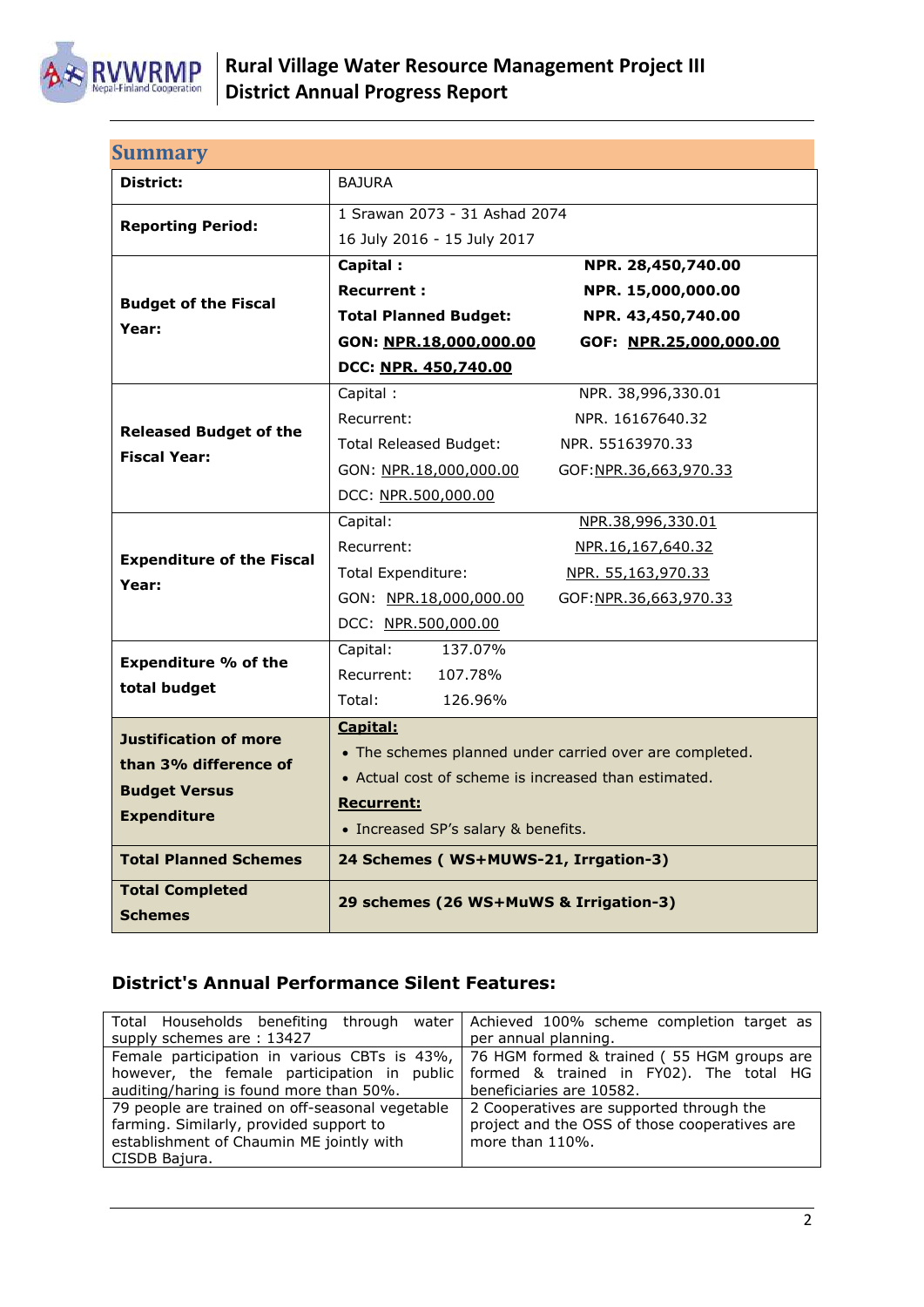## Summary

| | |
|---|---|
| **District:** | BAJURA |
| **Reporting Period:** | 1 Srawan 2073 - 31 Ashad 2074<br>16 July 2016 - 15 July 2017 |
| **Budget of the Fiscal Year:** | **Capital :** **NPR. 28,450,740.00**<br>**Recurrent :** **NPR. 15,000,000.00**<br>**Total Planned Budget:** **NPR. 43,450,740.00**<br>**GON: NPR.18,000,000.00** **GOF: NPR.25,000,000.00**<br>**DCC: NPR. 450,740.00** |
| **Released Budget of the Fiscal Year:** | Capital : NPR. 38,996,330.01<br>Recurrent: NPR. 16167640.32<br>Total Released Budget: NPR. 55163970.33<br>GON: NPR.18,000,000.00 GOF:NPR.36,663,970.33<br>DCC: NPR.500,000.00 |
| **Expenditure of the Fiscal Year:** | Capital: NPR.38,996,330.01<br>Recurrent: NPR.16,167,640.32<br>Total Expenditure: NPR. 55,163,970.33<br>GON: NPR.18,000,000.00 GOF:NPR.36,663,970.33<br>DCC: NPR.500,000.00 |
| **Expenditure % of the total budget** | Capital: 137.07%<br>Recurrent: 107.78%<br>Total: 126.96% |
| **Justification of more than 3% difference of Budget Versus Expenditure** | **Capital:**<br>• The schemes planned under carried over are completed.<br>• Actual cost of scheme is increased than estimated.<br>**Recurrent:**<br>• Increased SP's salary & benefits. |
| **Total Planned Schemes** | **24 Schemes ( WS+MUWS-21, Irrgation-3)** |
| **Total Completed Schemes** | **29 schemes (26 WS+MuWS & Irrigation-3)** |

### District's Annual Performance Silent Features:

| | |
|---|---|
| Total Households benefiting through water supply schemes are : 13427 | Achieved 100% scheme completion target as per annual planning. |
| Female participation in various CBTs is 43%, however, the female participation in public auditing/haring is found more than 50%. | 76 HGM formed & trained ( 55 HGM groups are formed & trained in FY02). The total HG beneficiaries are 10582. |
| 79 people are trained on off-seasonal vegetable farming. Similarly, provided support to establishment of Chaumin ME jointly with CISDB Bajura. | 2 Cooperatives are supported through the project and the OSS of those cooperatives are more than 110%. |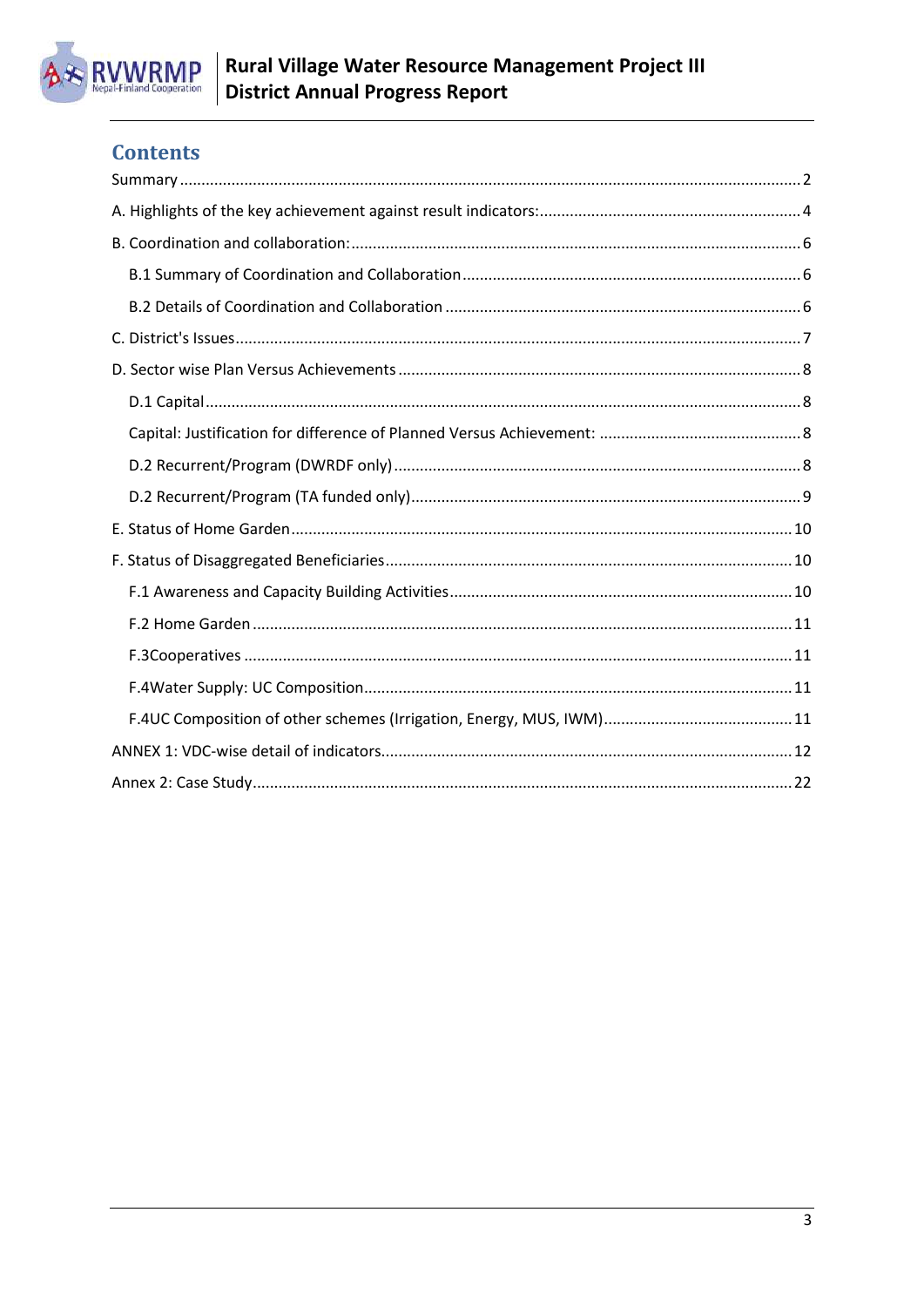## Contents

Summary ........ 2

A. Highlights of the key achievement against result indicators: ........ 4

B. Coordination and collaboration: ........ 6

- B.1 Summary of Coordination and Collaboration ........ 6
- B.2 Details of Coordination and Collaboration ........ 6

C. District's Issues ........ 7

D. Sector wise Plan Versus Achievements ........ 8

- D.1 Capital ........ 8
- Capital: Justification for difference of Planned Versus Achievement: ........ 8
- D.2 Recurrent/Program (DWRDF only) ........ 8
- D.2 Recurrent/Program (TA funded only) ........ 9

E. Status of Home Garden ........ 10

F. Status of Disaggregated Beneficiaries ........ 10

- F.1 Awareness and Capacity Building Activities ........ 10
- F.2 Home Garden ........ 11
- F.3Cooperatives ........ 11
- F.4Water Supply: UC Composition ........ 11
- F.4UC Composition of other schemes (Irrigation, Energy, MUS, IWM) ........ 11

ANNEX 1: VDC-wise detail of indicators ........ 12

Annex 2: Case Study ........ 22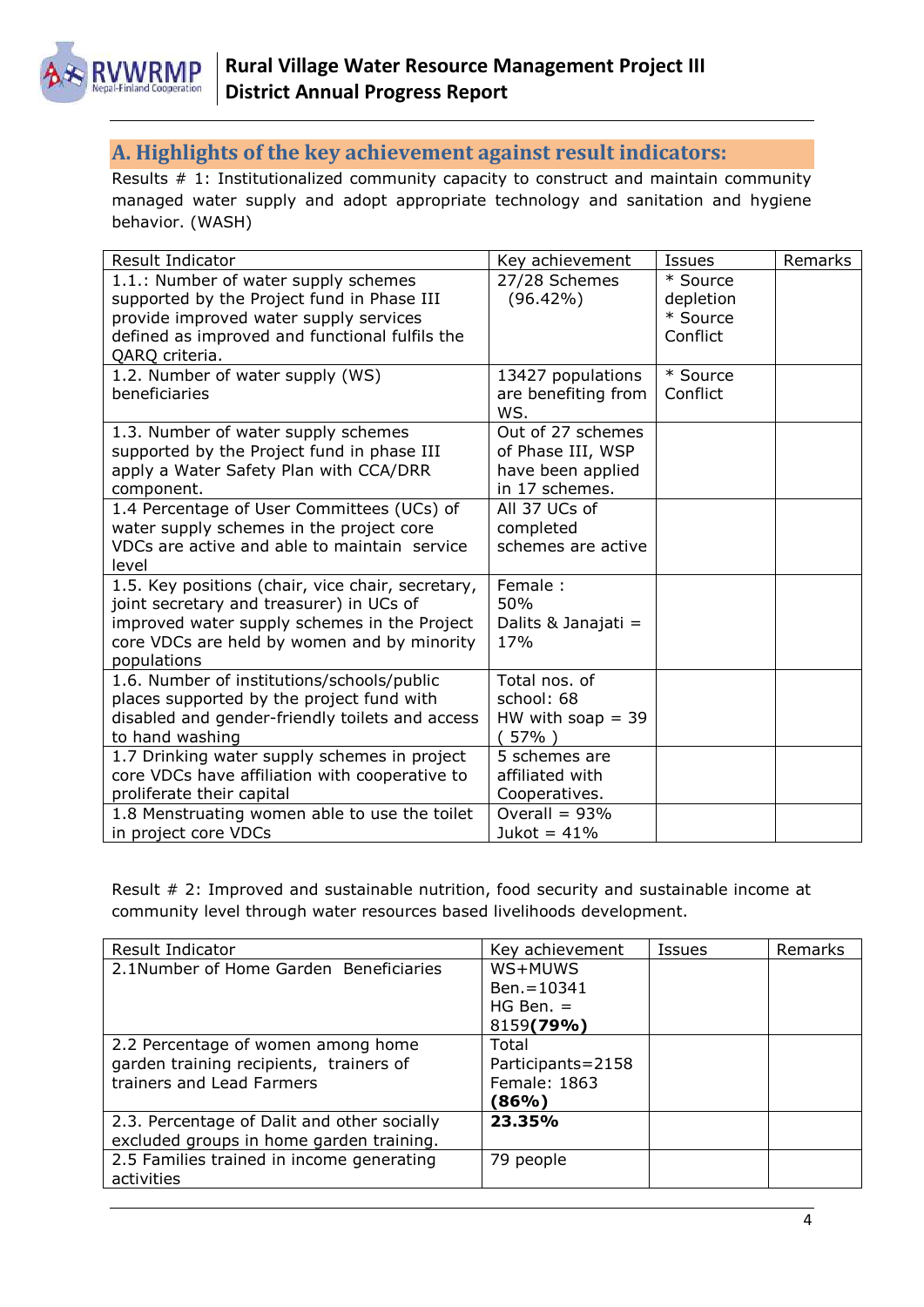## A. Highlights of the key achievement against result indicators:

Results # 1: Institutionalized community capacity to construct and maintain community managed water supply and adopt appropriate technology and sanitation and hygiene behavior. (WASH)

| Result Indicator | Key achievement | Issues | Remarks |
|---|---|---|---|
| 1.1.: Number of water supply schemes supported by the Project fund in Phase III provide improved water supply services defined as improved and functional fulfils the QARQ criteria. | 27/28 Schemes (96.42%) | * Source depletion * Source Conflict | |
| 1.2. Number of water supply (WS) beneficiaries | 13427 populations are benefiting from WS. | * Source Conflict | |
| 1.3. Number of water supply schemes supported by the Project fund in phase III apply a Water Safety Plan with CCA/DRR component. | Out of 27 schemes of Phase III, WSP have been applied in 17 schemes. | | |
| 1.4 Percentage of User Committees (UCs) of water supply schemes in the project core VDCs are active and able to maintain service level | All 37 UCs of completed schemes are active | | |
| 1.5. Key positions (chair, vice chair, secretary, joint secretary and treasurer) in UCs of improved water supply schemes in the Project core VDCs are held by women and by minority populations | Female : 50% Dalits & Janajati = 17% | | |
| 1.6. Number of institutions/schools/public places supported by the project fund with disabled and gender-friendly toilets and access to hand washing | Total nos. of school: 68 HW with soap = 39 ( 57% ) | | |
| 1.7 Drinking water supply schemes in project core VDCs have affiliation with cooperative to proliferate their capital | 5 schemes are affiliated with Cooperatives. | | |
| 1.8 Menstruating women able to use the toilet in project core VDCs | Overall = 93% Jukot = 41% | | |

Result # 2: Improved and sustainable nutrition, food security and sustainable income at community level through water resources based livelihoods development.

| Result Indicator | Key achievement | Issues | Remarks |
|---|---|---|---|
| 2.1Number of Home Garden Beneficiaries | WS+MUWS Ben.=10341 HG Ben. = 8159**(79%)** | | |
| 2.2 Percentage of women among home garden training recipients, trainers of trainers and Lead Farmers | Total Participants=2158 Female: 1863 **(86%)** | | |
| 2.3. Percentage of Dalit and other socially excluded groups in home garden training. | **23.35%** | | |
| 2.5 Families trained in income generating activities | 79 people | | |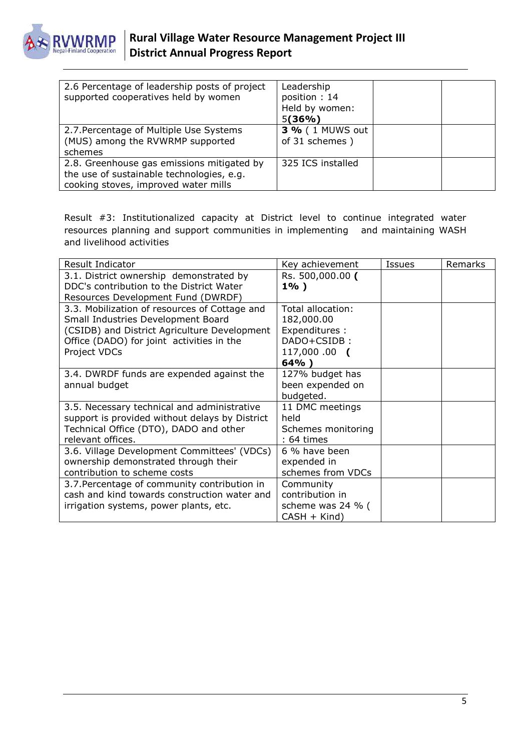| | | | |
|---|---|---|---|
| 2.6 Percentage of leadership posts of project supported cooperatives held by women | Leadership position : 14 Held by women: 5**(36%)** | | |
| 2.7.Percentage of Multiple Use Systems (MUS) among the RVWRMP supported schemes | **3 %** ( 1 MUWS out of 31 schemes ) | | |
| 2.8. Greenhouse gas emissions mitigated by the use of sustainable technologies, e.g. cooking stoves, improved water mills | 325 ICS installed | | |

Result #3: Institutionalized capacity at District level to continue integrated water resources planning and support communities in implementing and maintaining WASH and livelihood activities

| Result Indicator | Key achievement | Issues | Remarks |
|---|---|---|---|
| 3.1. District ownership demonstrated by DDC's contribution to the District Water Resources Development Fund (DWRDF) | Rs. 500,000.00 **( 1% )** | | |
| 3.3. Mobilization of resources of Cottage and Small Industries Development Board (CSIDB) and District Agriculture Development Office (DADO) for joint activities in the Project VDCs | Total allocation: 182,000.00 Expenditures : DADO+CSIDB : 117,000 .00 **( 64% )** | | |
| 3.4. DWRDF funds are expended against the annual budget | 127% budget has been expended on budgeted. | | |
| 3.5. Necessary technical and administrative support is provided without delays by District Technical Office (DTO), DADO and other relevant offices. | 11 DMC meetings held Schemes monitoring : 64 times | | |
| 3.6. Village Development Committees' (VDCs) ownership demonstrated through their contribution to scheme costs | 6 % have been expended in schemes from VDCs | | |
| 3.7.Percentage of community contribution in cash and kind towards construction water and irrigation systems, power plants, etc. | Community contribution in scheme was 24 % ( CASH + Kind) | | |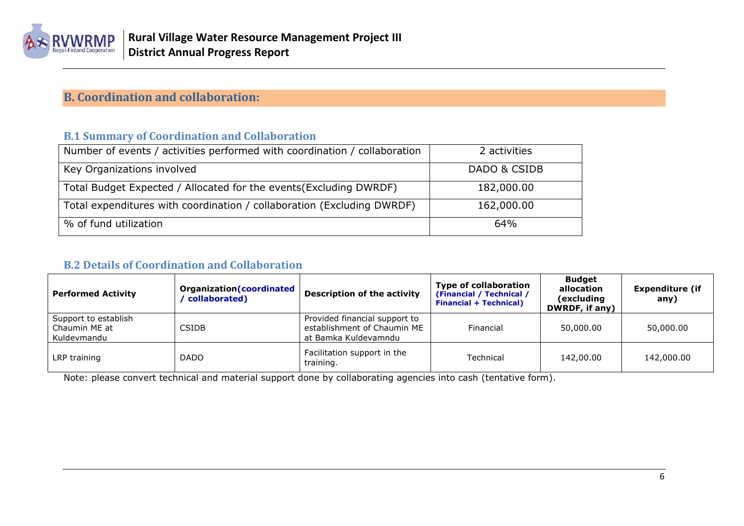## B. Coordination and collaboration:

### B.1 Summary of Coordination and Collaboration

| | |
|---|---|
| Number of events / activities performed with coordination / collaboration | 2 activities |
| Key Organizations involved | DADO & CSIDB |
| Total Budget Expected / Allocated for the events(Excluding DWRDF) | 182,000.00 |
| Total expenditures with coordination / collaboration (Excluding DWRDF) | 162,000.00 |
| % of fund utilization | 64% |

### B.2 Details of Coordination and Collaboration

| Performed Activity | Organization(coordinated / collaborated) | Description of the activity | Type of collaboration (Financial / Technical / Financial + Technical) | Budget allocation (excluding DWRDF, if any) | Expenditure (if any) |
|---|---|---|---|---|---|
| Support to establish Chaumin ME at Kuldevmandu | CSIDB | Provided financial support to establishment of Chaumin ME at Bamka Kuldevamndu | Financial | 50,000.00 | 50,000.00 |
| LRP training | DADO | Facilitation support in the training. | Technical | 142,00.00 | 142,000.00 |

Note: please convert technical and material support done by collaborating agencies into cash (tentative form).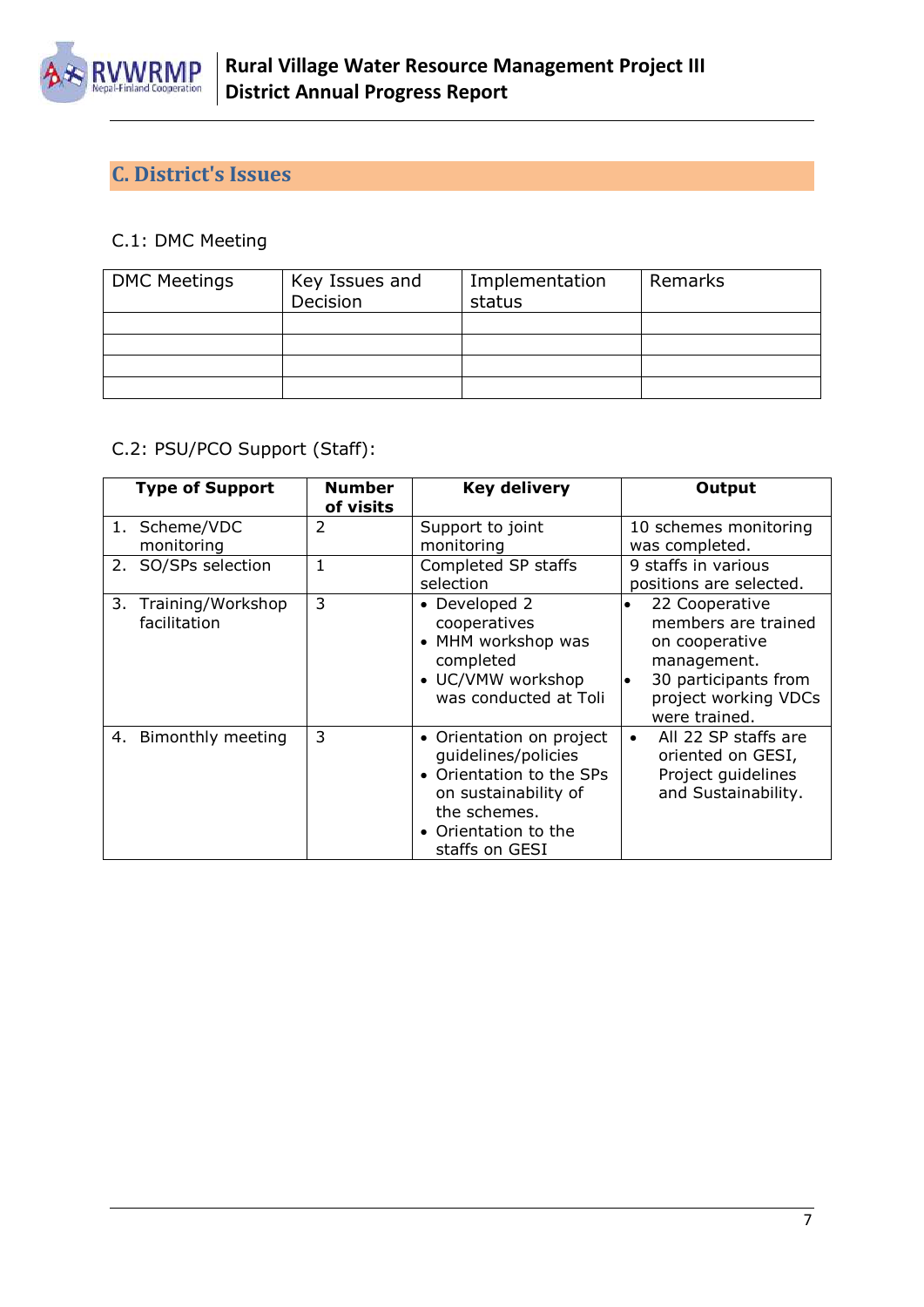## C. District's Issues

C.1: DMC Meeting

| DMC Meetings | Key Issues and Decision | Implementation status | Remarks |
|---|---|---|---|
| | | | |
| | | | |
| | | | |
| | | | |

C.2: PSU/PCO Support (Staff):

| Type of Support | Number of visits | Key delivery | Output |
|---|---|---|---|
| 1. Scheme/VDC monitoring | 2 | Support to joint monitoring | 10 schemes monitoring was completed. |
| 2. SO/SPs selection | 1 | Completed SP staffs selection | 9 staffs in various positions are selected. |
| 3. Training/Workshop facilitation | 3 | • Developed 2 cooperatives<br>• MHM workshop was completed<br>• UC/VMW workshop was conducted at Toli | • 22 Cooperative members are trained on cooperative management.<br>• 30 participants from project working VDCs were trained. |
| 4. Bimonthly meeting | 3 | • Orientation on project guidelines/policies<br>• Orientation to the SPs on sustainability of the schemes.<br>• Orientation to the staffs on GESI | • All 22 SP staffs are oriented on GESI, Project guidelines and Sustainability. |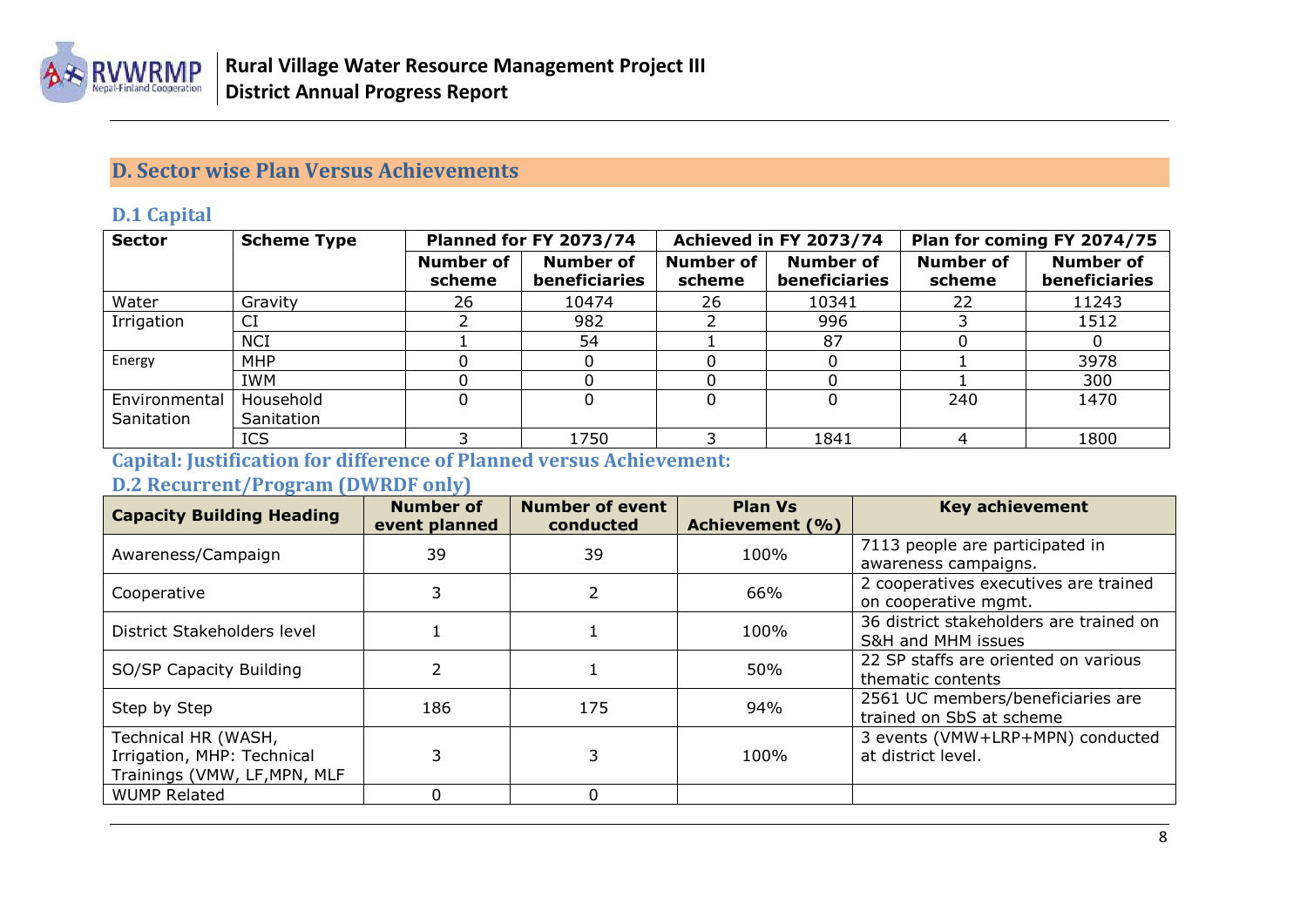## D. Sector wise Plan Versus Achievements

### D.1 Capital

| Sector | Scheme Type | Planned for FY 2073/74 | | Achieved in FY 2073/74 | | Plan for coming FY 2074/75 | |
|---|---|---|---|---|---|---|---|
| | | Number of scheme | Number of beneficiaries | Number of scheme | Number of beneficiaries | Number of scheme | Number of beneficiaries |
| Water | Gravity | 26 | 10474 | 26 | 10341 | 22 | 11243 |
| Irrigation | CI | 2 | 982 | 2 | 996 | 3 | 1512 |
| | NCI | 1 | 54 | 1 | 87 | 0 | 0 |
| Energy | MHP | 0 | 0 | 0 | 0 | 1 | 3978 |
| | IWM | 0 | 0 | 0 | 0 | 1 | 300 |
| Environmental Sanitation | Household Sanitation | 0 | 0 | 0 | 0 | 240 | 1470 |
| | ICS | 3 | 1750 | 3 | 1841 | 4 | 1800 |

**Capital: Justification for difference of Planned versus Achievement:**

### D.2 Recurrent/Program (DWRDF only)

| Capacity Building Heading | Number of event planned | Number of event conducted | Plan Vs Achievement (%) | Key achievement |
|---|---|---|---|---|
| Awareness/Campaign | 39 | 39 | 100% | 7113 people are participated in awareness campaigns. |
| Cooperative | 3 | 2 | 66% | 2 cooperatives executives are trained on cooperative mgmt. |
| District Stakeholders level | 1 | 1 | 100% | 36 district stakeholders are trained on S&H and MHM issues |
| SO/SP Capacity Building | 2 | 1 | 50% | 22 SP staffs are oriented on various thematic contents |
| Step by Step | 186 | 175 | 94% | 2561 UC members/beneficiaries are trained on SbS at scheme |
| Technical HR (WASH, Irrigation, MHP: Technical Trainings (VMW, LF,MPN, MLF | 3 | 3 | 100% | 3 events (VMW+LRP+MPN) conducted at district level. |
| WUMP Related | 0 | 0 | | |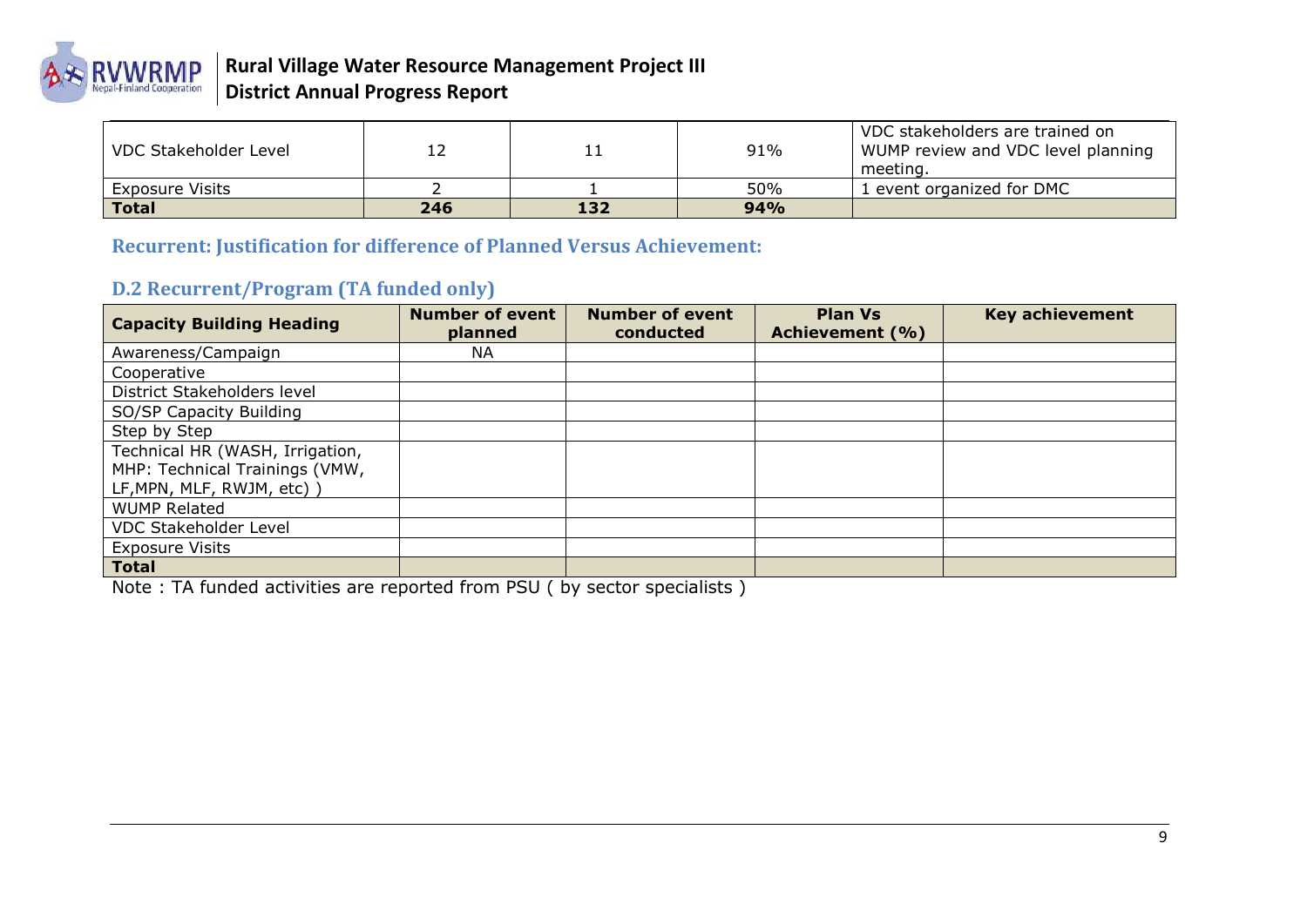| | | | | |
|---|---|---|---|---|
| VDC Stakeholder Level | 12 | 11 | 91% | VDC stakeholders are trained on WUMP review and VDC level planning meeting. |
| Exposure Visits | 2 | 1 | 50% | 1 event organized for DMC |
| **Total** | **246** | **132** | **94%** | |

### Recurrent: Justification for difference of Planned Versus Achievement:

### D.2 Recurrent/Program (TA funded only)

| Capacity Building Heading | Number of event planned | Number of event conducted | Plan Vs Achievement (%) | Key achievement |
|---|---|---|---|---|
| Awareness/Campaign | NA | | | |
| Cooperative | | | | |
| District Stakeholders level | | | | |
| SO/SP Capacity Building | | | | |
| Step by Step | | | | |
| Technical HR (WASH, Irrigation, MHP: Technical Trainings (VMW, LF,MPN, MLF, RWJM, etc) ) | | | | |
| WUMP Related | | | | |
| VDC Stakeholder Level | | | | |
| Exposure Visits | | | | |
| **Total** | | | | |

Note : TA funded activities are reported from PSU ( by sector specialists )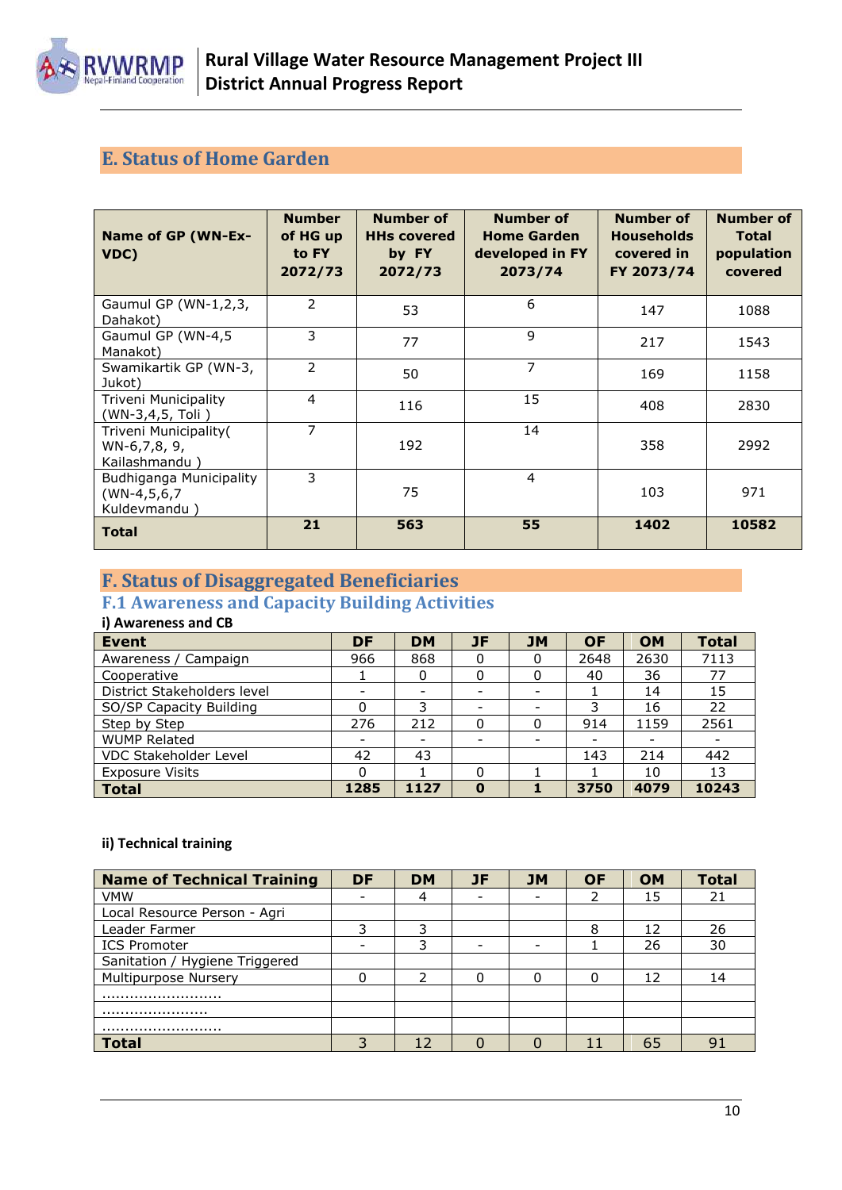## E. Status of Home Garden

| Name of GP (WN-Ex-VDC) | Number of HG up to FY 2072/73 | Number of HHs covered by FY 2072/73 | Number of Home Garden developed in FY 2073/74 | Number of Households covered in FY 2073/74 | Number of Total population covered |
|---|---|---|---|---|---|
| Gaumul GP (WN-1,2,3, Dahakot) | 2 | 53 | 6 | 147 | 1088 |
| Gaumul GP (WN-4,5 Manakot) | 3 | 77 | 9 | 217 | 1543 |
| Swamikartik GP (WN-3, Jukot) | 2 | 50 | 7 | 169 | 1158 |
| Triveni Municipality (WN-3,4,5, Toli ) | 4 | 116 | 15 | 408 | 2830 |
| Triveni Municipality( WN-6,7,8, 9, Kailashmandu ) | 7 | 192 | 14 | 358 | 2992 |
| Budhiganga Municipality (WN-4,5,6,7 Kuldevmandu ) | 3 | 75 | 4 | 103 | 971 |
| **Total** | **21** | **563** | **55** | **1402** | **10582** |

## F. Status of Disaggregated Beneficiaries

### F.1 Awareness and Capacity Building Activities

**i) Awareness and CB**

| Event | DF | DM | JF | JM | OF | OM | Total |
|---|---|---|---|---|---|---|---|
| Awareness / Campaign | 966 | 868 | 0 | 0 | 2648 | 2630 | 7113 |
| Cooperative | 1 | 0 | 0 | 0 | 40 | 36 | 77 |
| District Stakeholders level | - | - | - | - | 1 | 14 | 15 |
| SO/SP Capacity Building | 0 | 3 | - | - | 3 | 16 | 22 |
| Step by Step | 276 | 212 | 0 | 0 | 914 | 1159 | 2561 |
| WUMP Related | - | - | - | - | - | - | - |
| VDC Stakeholder Level | 42 | 43 | | | 143 | 214 | 442 |
| Exposure Visits | 0 | 1 | 0 | 1 | 1 | 10 | 13 |
| **Total** | **1285** | **1127** | **0** | **1** | **3750** | **4079** | **10243** |

**ii) Technical training**

| Name of Technical Training | DF | DM | JF | JM | OF | OM | Total |
|---|---|---|---|---|---|---|---|
| VMW | - | 4 | - | - | 2 | 15 | 21 |
| Local Resource Person - Agri | | | | | | | |
| Leader Farmer | 3 | 3 | | | 8 | 12 | 26 |
| ICS Promoter | - | 3 | - | - | 1 | 26 | 30 |
| Sanitation / Hygiene Triggered | | | | | | | |
| Multipurpose Nursery | 0 | 2 | 0 | 0 | 0 | 12 | 14 |
| .......................... | | | | | | | |
| ....................... | | | | | | | |
| .......................... | | | | | | | |
| **Total** | 3 | 12 | 0 | 0 | 11 | 65 | 91 |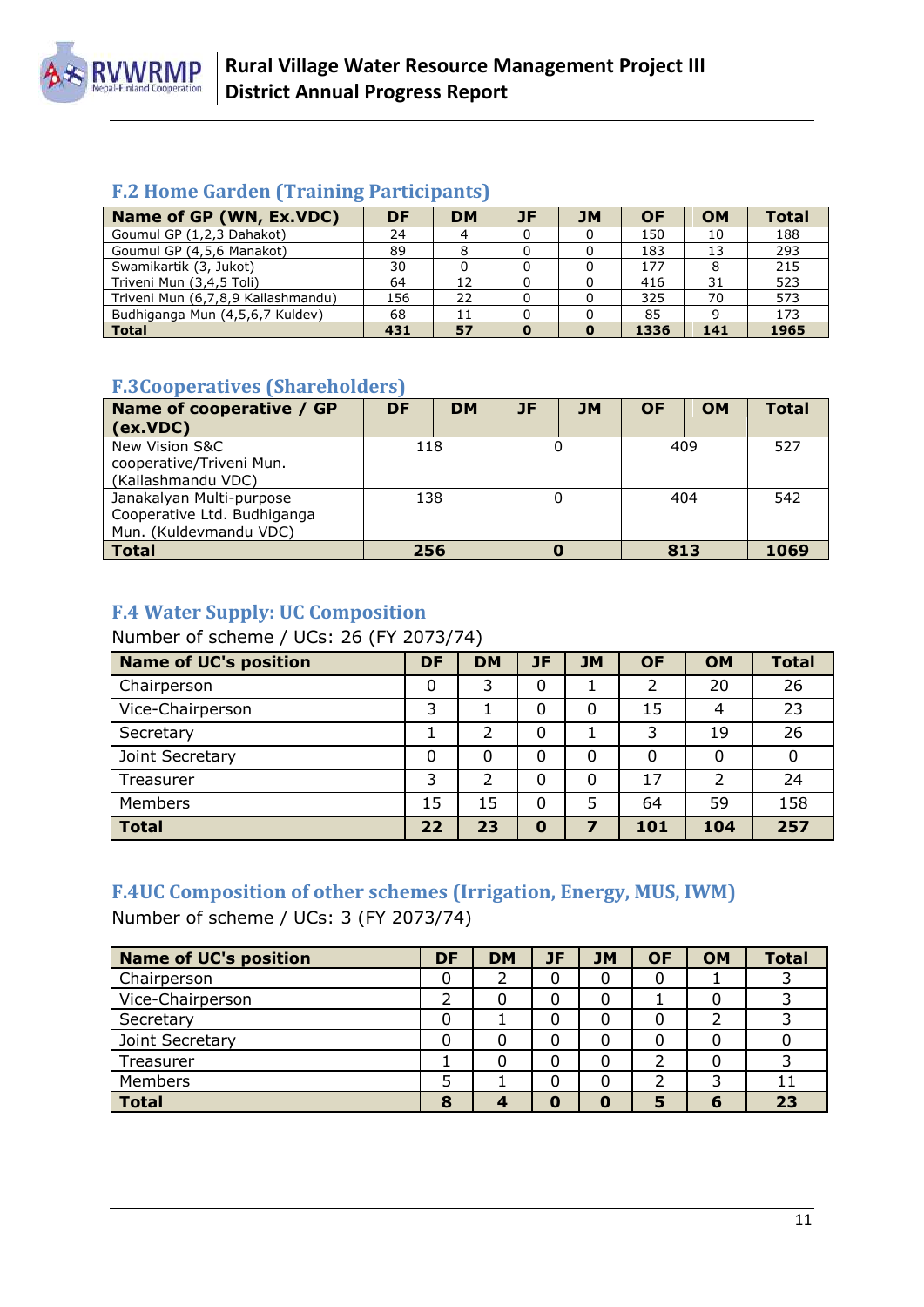## F.2 Home Garden (Training Participants)

| Name of GP (WN, Ex.VDC) | DF | DM | JF | JM | OF | OM | Total |
|---|---|---|---|---|---|---|---|
| Goumul GP (1,2,3 Dahakot) | 24 | 4 | 0 | 0 | 150 | 10 | 188 |
| Goumul GP (4,5,6 Manakot) | 89 | 8 | 0 | 0 | 183 | 13 | 293 |
| Swamikartik (3, Jukot) | 30 | 0 | 0 | 0 | 177 | 8 | 215 |
| Triveni Mun (3,4,5 Toli) | 64 | 12 | 0 | 0 | 416 | 31 | 523 |
| Triveni Mun (6,7,8,9 Kailashmandu) | 156 | 22 | 0 | 0 | 325 | 70 | 573 |
| Budhiganga Mun (4,5,6,7 Kuldev) | 68 | 11 | 0 | 0 | 85 | 9 | 173 |
| **Total** | **431** | **57** | **0** | **0** | **1336** | **141** | **1965** |

## F.3Cooperatives (Shareholders)

| Name of cooperative / GP (ex.VDC) | DF | DM | JF | JM | OF | OM | Total |
|---|---|---|---|---|---|---|---|
| New Vision S&C cooperative/Triveni Mun. (Kailashmandu VDC) | 118 | | 0 | | 409 | | 527 |
| Janakalyan Multi-purpose Cooperative Ltd. Budhiganga Mun. (Kuldevmandu VDC) | 138 | | 0 | | 404 | | 542 |
| **Total** | **256** | | **0** | | **813** | | **1069** |

## F.4 Water Supply: UC Composition

Number of scheme / UCs: 26 (FY 2073/74)

| Name of UC's position | DF | DM | JF | JM | OF | OM | Total |
|---|---|---|---|---|---|---|---|
| Chairperson | 0 | 3 | 0 | 1 | 2 | 20 | 26 |
| Vice-Chairperson | 3 | 1 | 0 | 0 | 15 | 4 | 23 |
| Secretary | 1 | 2 | 0 | 1 | 3 | 19 | 26 |
| Joint Secretary | 0 | 0 | 0 | 0 | 0 | 0 | 0 |
| Treasurer | 3 | 2 | 0 | 0 | 17 | 2 | 24 |
| Members | 15 | 15 | 0 | 5 | 64 | 59 | 158 |
| **Total** | **22** | **23** | **0** | **7** | **101** | **104** | **257** |

## F.4UC Composition of other schemes (Irrigation, Energy, MUS, IWM)

Number of scheme / UCs: 3 (FY 2073/74)

| Name of UC's position | DF | DM | JF | JM | OF | OM | Total |
|---|---|---|---|---|---|---|---|
| Chairperson | 0 | 2 | 0 | 0 | 0 | 1 | 3 |
| Vice-Chairperson | 2 | 0 | 0 | 0 | 1 | 0 | 3 |
| Secretary | 0 | 1 | 0 | 0 | 0 | 2 | 3 |
| Joint Secretary | 0 | 0 | 0 | 0 | 0 | 0 | 0 |
| Treasurer | 1 | 0 | 0 | 0 | 2 | 0 | 3 |
| Members | 5 | 1 | 0 | 0 | 2 | 3 | 11 |
| **Total** | **8** | **4** | **0** | **0** | **5** | **6** | **23** |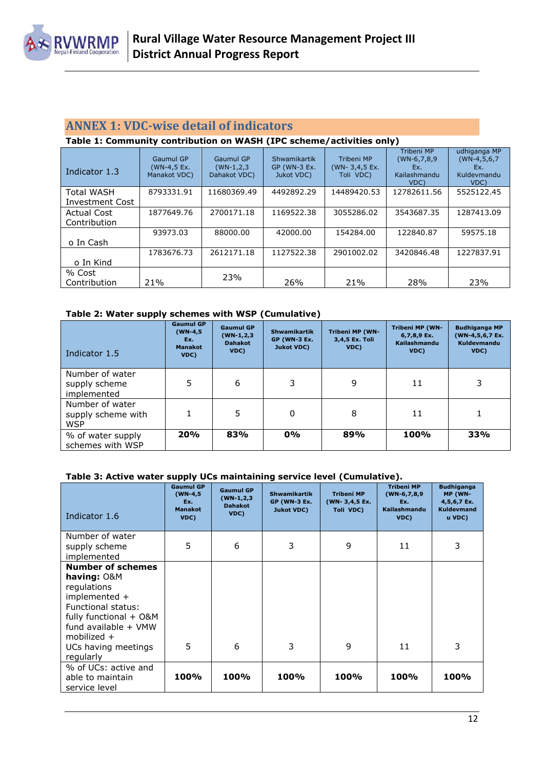## ANNEX 1: VDC-wise detail of indicators

**Table 1: Community contribution on WASH (IPC scheme/activities only)**

| Indicator 1.3 | Gaumul GP (WN-4,5 Ex. Manakot VDC) | Gaumul GP (WN-1,2,3 Dahakot VDC) | Shwamikartik GP (WN-3 Ex. Jukot VDC) | Tribeni MP (WN- 3,4,5 Ex. Toli VDC) | Tribeni MP (WN-6,7,8,9 Ex. Kailashmandu VDC) | udhiganga MP (WN-4,5,6,7 Ex. Kuldevmandu VDC) |
|---|---|---|---|---|---|---|
| Total WASH Investment Cost | 8793331.91 | 11680369.49 | 4492892.29 | 14489420.53 | 12782611.56 | 5525122.45 |
| Actual Cost Contribution | 1877649.76 | 2700171.18 | 1169522.38 | 3055286.02 | 3543687.35 | 1287413.09 |
| o In Cash | 93973.03 | 88000.00 | 42000.00 | 154284.00 | 122840.87 | 59575.18 |
| o In Kind | 1783676.73 | 2612171.18 | 1127522.38 | 2901002.02 | 3420846.48 | 1227837.91 |
| % Cost Contribution | 21% | 23% | 26% | 21% | 28% | 23% |

**Table 2: Water supply schemes with WSP (Cumulative)**

| Indicator 1.5 | Gaumul GP (WN-4,5 Ex. Manakot VDC) | Gaumul GP (WN-1,2,3 Dahakot VDC) | Shwamikartik GP (WN-3 Ex. Jukot VDC) | Tribeni MP (WN-3,4,5 Ex. Toli VDC) | Tribeni MP (WN-6,7,8,9 Ex. Kailashmandu VDC) | Budhiganga MP (WN-4,5,6,7 Ex. Kuldevmandu VDC) |
|---|---|---|---|---|---|---|
| Number of water supply scheme implemented | 5 | 6 | 3 | 9 | 11 | 3 |
| Number of water supply scheme with WSP | 1 | 5 | 0 | 8 | 11 | 1 |
| % of water supply schemes with WSP | **20%** | **83%** | **0%** | **89%** | **100%** | **33%** |

**Table 3: Active water supply UCs maintaining service level (Cumulative).**

| Indicator 1.6 | Gaumul GP (WN-4,5 Ex. Manakot VDC) | Gaumul GP (WN-1,2,3 Dahakot VDC) | Shwamikartik GP (WN-3 Ex. Jukot VDC) | Tribeni MP (WN- 3,4,5 Ex. Toli VDC) | Tribeni MP (WN-6,7,8,9 Ex. Kailashmandu VDC) | Budhiganga MP (WN-4,5,6,7 Ex. Kuldevmandu VDC) |
|---|---|---|---|---|---|---|
| Number of water supply scheme implemented | 5 | 6 | 3 | 9 | 11 | 3 |
| **Number of schemes having:** O&M regulations implemented + Functional status: fully functional + O&M fund available + VMW mobilized + UCs having meetings regularly | 5 | 6 | 3 | 9 | 11 | 3 |
| % of UCs: active and able to maintain service level | **100%** | **100%** | **100%** | **100%** | **100%** | **100%** |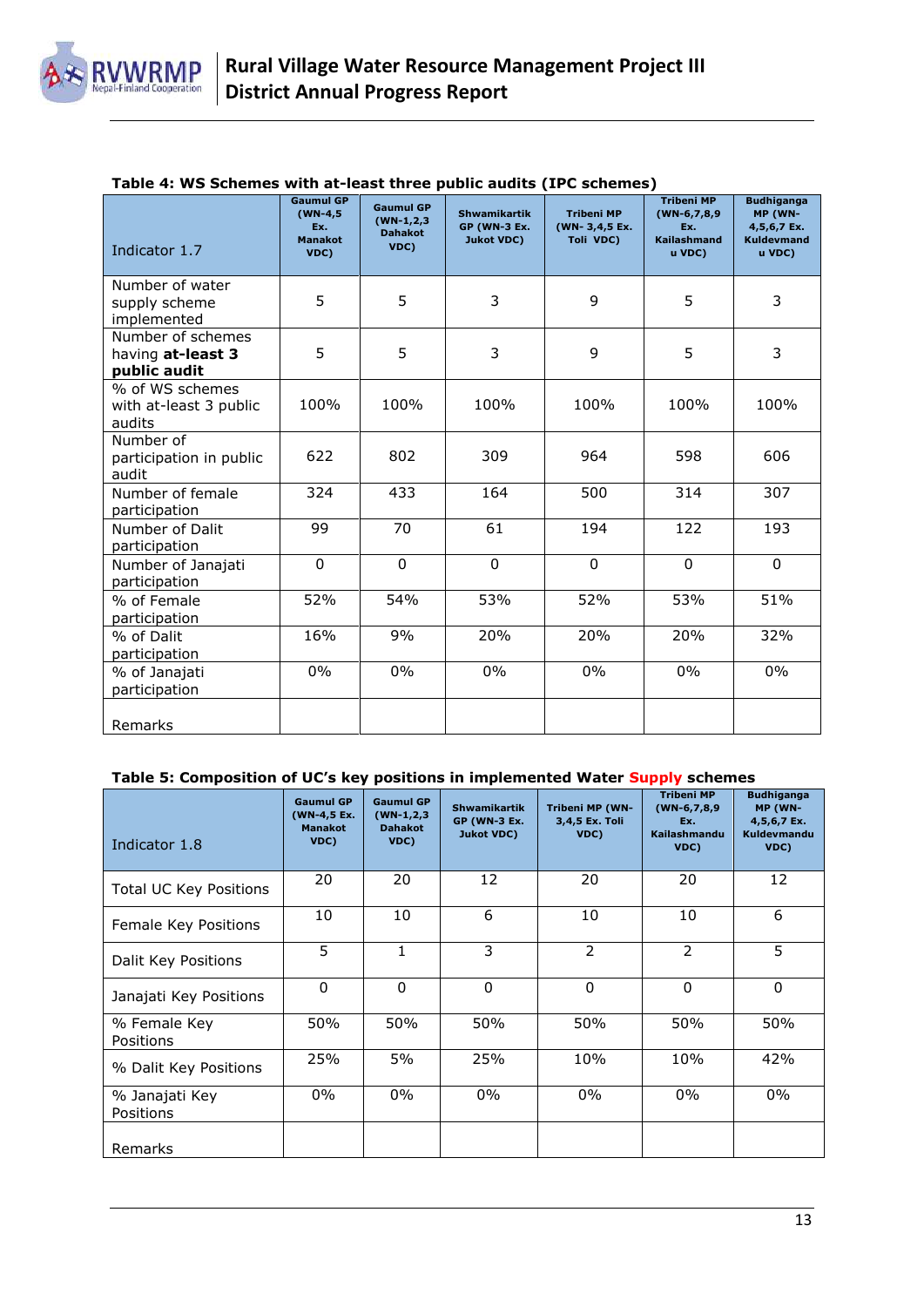**Table 4: WS Schemes with at-least three public audits (IPC schemes)**

| Indicator 1.7 | Gaumul GP (WN-4,5 Ex. Manakot VDC) | Gaumul GP (WN-1,2,3 Dahakot VDC) | Shwamikartik GP (WN-3 Ex. Jukot VDC) | Tribeni MP (WN- 3,4,5 Ex. Toli VDC) | Tribeni MP (WN-6,7,8,9 Ex. Kailashmandu VDC) | Budhiganga MP (WN-4,5,6,7 Ex. Kuldevmandu VDC) |
|---|---|---|---|---|---|---|
| Number of water supply scheme implemented | 5 | 5 | 3 | 9 | 5 | 3 |
| Number of schemes having **at-least 3 public audit** | 5 | 5 | 3 | 9 | 5 | 3 |
| % of WS schemes with at-least 3 public audits | 100% | 100% | 100% | 100% | 100% | 100% |
| Number of participation in public audit | 622 | 802 | 309 | 964 | 598 | 606 |
| Number of female participation | 324 | 433 | 164 | 500 | 314 | 307 |
| Number of Dalit participation | 99 | 70 | 61 | 194 | 122 | 193 |
| Number of Janajati participation | 0 | 0 | 0 | 0 | 0 | 0 |
| % of Female participation | 52% | 54% | 53% | 52% | 53% | 51% |
| % of Dalit participation | 16% | 9% | 20% | 20% | 20% | 32% |
| % of Janajati participation | 0% | 0% | 0% | 0% | 0% | 0% |
| Remarks | | | | | | |

**Table 5: Composition of UC's key positions in implemented Water Supply schemes**

| Indicator 1.8 | Gaumul GP (WN-4,5 Ex. Manakot VDC) | Gaumul GP (WN-1,2,3 Dahakot VDC) | Shwamikartik GP (WN-3 Ex. Jukot VDC) | Tribeni MP (WN-3,4,5 Ex. Toli VDC) | Tribeni MP (WN-6,7,8,9 Ex. Kailashmandu VDC) | Budhiganga MP (WN-4,5,6,7 Ex. Kuldevmandu VDC) |
|---|---|---|---|---|---|---|
| Total UC Key Positions | 20 | 20 | 12 | 20 | 20 | 12 |
| Female Key Positions | 10 | 10 | 6 | 10 | 10 | 6 |
| Dalit Key Positions | 5 | 1 | 3 | 2 | 2 | 5 |
| Janajati Key Positions | 0 | 0 | 0 | 0 | 0 | 0 |
| % Female Key Positions | 50% | 50% | 50% | 50% | 50% | 50% |
| % Dalit Key Positions | 25% | 5% | 25% | 10% | 10% | 42% |
| % Janajati Key Positions | 0% | 0% | 0% | 0% | 0% | 0% |
| Remarks | | | | | | |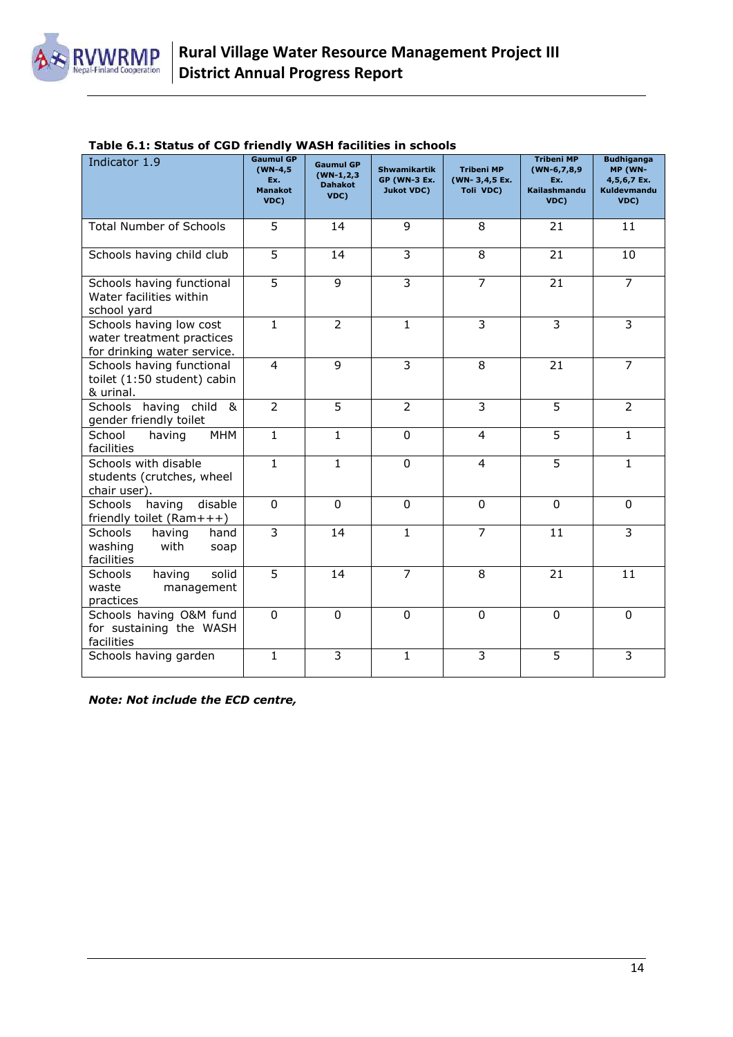**Table 6.1: Status of CGD friendly WASH facilities in schools**

| Indicator 1.9 | Gaumul GP (WN-4,5 Ex. Manakot VDC) | Gaumul GP (WN-1,2,3 Dahakot VDC) | Shwamikartik GP (WN-3 Ex. Jukot VDC) | Tribeni MP (WN- 3,4,5 Ex. Toli VDC) | Tribeni MP (WN-6,7,8,9 Ex. Kailashmandu VDC) | Budhiganga MP (WN-4,5,6,7 Ex. Kuldevmandu VDC) |
|---|---|---|---|---|---|---|
| Total Number of Schools | 5 | 14 | 9 | 8 | 21 | 11 |
| Schools having child club | 5 | 14 | 3 | 8 | 21 | 10 |
| Schools having functional Water facilities within school yard | 5 | 9 | 3 | 7 | 21 | 7 |
| Schools having low cost water treatment practices for drinking water service. | 1 | 2 | 1 | 3 | 3 | 3 |
| Schools having functional toilet (1:50 student) cabin & urinal. | 4 | 9 | 3 | 8 | 21 | 7 |
| Schools having child & gender friendly toilet | 2 | 5 | 2 | 3 | 5 | 2 |
| School having MHM facilities | 1 | 1 | 0 | 4 | 5 | 1 |
| Schools with disable students (crutches, wheel chair user). | 1 | 1 | 0 | 4 | 5 | 1 |
| Schools having disable friendly toilet (Ram+++) | 0 | 0 | 0 | 0 | 0 | 0 |
| Schools having hand washing with soap facilities | 3 | 14 | 1 | 7 | 11 | 3 |
| Schools having solid waste management practices | 5 | 14 | 7 | 8 | 21 | 11 |
| Schools having O&M fund for sustaining the WASH facilities | 0 | 0 | 0 | 0 | 0 | 0 |
| Schools having garden | 1 | 3 | 1 | 3 | 5 | 3 |

***Note: Not include the ECD centre,***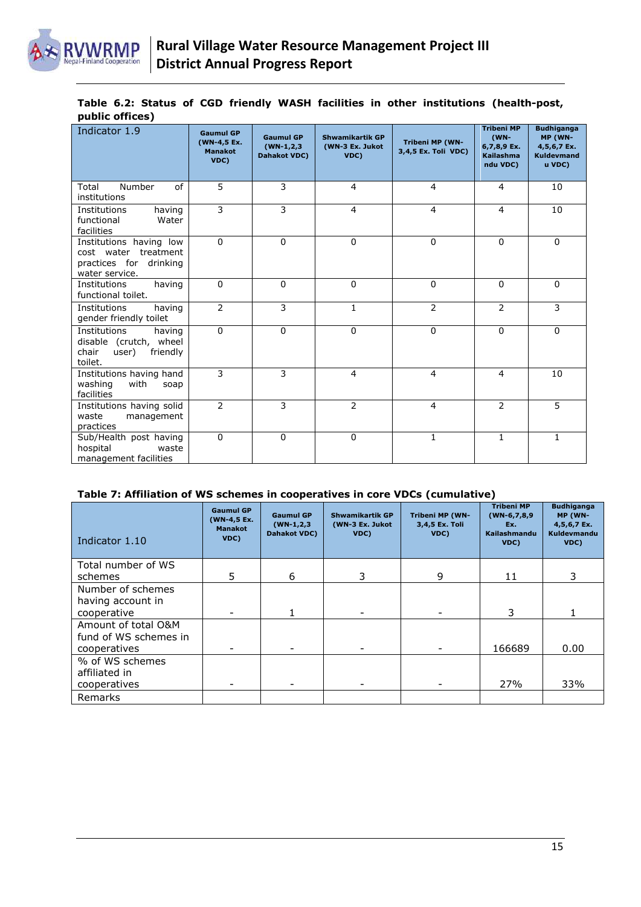**Table 6.2: Status of CGD friendly WASH facilities in other institutions (health-post, public offices)**

| Indicator 1.9 | Gaumul GP (WN-4,5 Ex. Manakot VDC) | Gaumul GP (WN-1,2,3 Dahakot VDC) | Shwamikartik GP (WN-3 Ex. Jukot VDC) | Tribeni MP (WN-3,4,5 Ex. Toli VDC) | Tribeni MP (WN-6,7,8,9 Ex. Kailashmandu VDC) | Budhiganga MP (WN-4,5,6,7 Ex. Kuldevmandu VDC) |
|---|---|---|---|---|---|---|
| Total Number of institutions | 5 | 3 | 4 | 4 | 4 | 10 |
| Institutions having functional Water facilities | 3 | 3 | 4 | 4 | 4 | 10 |
| Institutions having low cost water treatment practices for drinking water service. | 0 | 0 | 0 | 0 | 0 | 0 |
| Institutions having functional toilet. | 0 | 0 | 0 | 0 | 0 | 0 |
| Institutions having gender friendly toilet | 2 | 3 | 1 | 2 | 2 | 3 |
| Institutions having disable (crutch, wheel chair user) friendly toilet. | 0 | 0 | 0 | 0 | 0 | 0 |
| Institutions having hand washing with soap facilities | 3 | 3 | 4 | 4 | 4 | 10 |
| Institutions having solid waste management practices | 2 | 3 | 2 | 4 | 2 | 5 |
| Sub/Health post having hospital waste management facilities | 0 | 0 | 0 | 1 | 1 | 1 |

**Table 7: Affiliation of WS schemes in cooperatives in core VDCs (cumulative)**

| Indicator 1.10 | Gaumul GP (WN-4,5 Ex. Manakot VDC) | Gaumul GP (WN-1,2,3 Dahakot VDC) | Shwamikartik GP (WN-3 Ex. Jukot VDC) | Tribeni MP (WN-3,4,5 Ex. Toli VDC) | Tribeni MP (WN-6,7,8,9 Ex. Kailashmandu VDC) | Budhiganga MP (WN-4,5,6,7 Ex. Kuldevmandu VDC) |
|---|---|---|---|---|---|---|
| Total number of WS schemes | 5 | 6 | 3 | 9 | 11 | 3 |
| Number of schemes having account in cooperative | - | 1 | - | - | 3 | 1 |
| Amount of total O&M fund of WS schemes in cooperatives | - | - | - | - | 166689 | 0.00 |
| % of WS schemes affiliated in cooperatives | - | - | - | - | 27% | 33% |
| Remarks | | | | | | |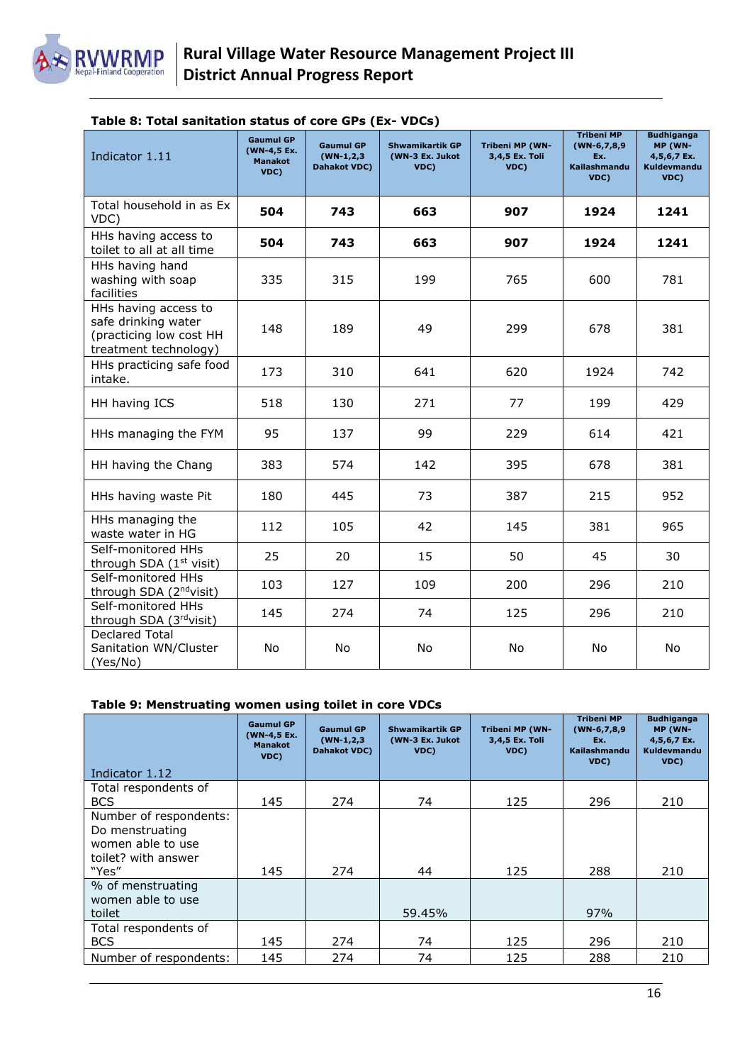**Table 8: Total sanitation status of core GPs (Ex- VDCs)**

| Indicator 1.11 | Gaumul GP (WN-4,5 Ex. Manakot VDC) | Gaumul GP (WN-1,2,3 Dahakot VDC) | Shwamikartik GP (WN-3 Ex. Jukot VDC) | Tribeni MP (WN-3,4,5 Ex. Toli VDC) | Tribeni MP (WN-6,7,8,9 Ex. Kailashmandu VDC) | Budhiganga MP (WN-4,5,6,7 Ex. Kuldevmandu VDC) |
|---|---|---|---|---|---|---|
| Total household in as Ex VDC) | **504** | **743** | **663** | **907** | **1924** | **1241** |
| HHs having access to toilet to all at all time | **504** | **743** | **663** | **907** | **1924** | **1241** |
| HHs having hand washing with soap facilities | 335 | 315 | 199 | 765 | 600 | 781 |
| HHs having access to safe drinking water (practicing low cost HH treatment technology) | 148 | 189 | 49 | 299 | 678 | 381 |
| HHs practicing safe food intake. | 173 | 310 | 641 | 620 | 1924 | 742 |
| HH having ICS | 518 | 130 | 271 | 77 | 199 | 429 |
| HHs managing the FYM | 95 | 137 | 99 | 229 | 614 | 421 |
| HH having the Chang | 383 | 574 | 142 | 395 | 678 | 381 |
| HHs having waste Pit | 180 | 445 | 73 | 387 | 215 | 952 |
| HHs managing the waste water in HG | 112 | 105 | 42 | 145 | 381 | 965 |
| Self-monitored HHs through SDA (1st visit) | 25 | 20 | 15 | 50 | 45 | 30 |
| Self-monitored HHs through SDA (2nd visit) | 103 | 127 | 109 | 200 | 296 | 210 |
| Self-monitored HHs through SDA (3rd visit) | 145 | 274 | 74 | 125 | 296 | 210 |
| Declared Total Sanitation WN/Cluster (Yes/No) | No | No | No | No | No | No |

**Table 9: Menstruating women using toilet in core VDCs**

| Indicator 1.12 | Gaumul GP (WN-4,5 Ex. Manakot VDC) | Gaumul GP (WN-1,2,3 Dahakot VDC) | Shwamikartik GP (WN-3 Ex. Jukot VDC) | Tribeni MP (WN-3,4,5 Ex. Toli VDC) | Tribeni MP (WN-6,7,8,9 Ex. Kailashmandu VDC) | Budhiganga MP (WN-4,5,6,7 Ex. Kuldevmandu VDC) |
|---|---|---|---|---|---|---|
| Total respondents of BCS | 145 | 274 | 74 | 125 | 296 | 210 |
| Number of respondents: Do menstruating women able to use toilet? with answer "Yes" | 145 | 274 | 44 | 125 | 288 | 210 |
| % of menstruating women able to use toilet | | | 59.45% | | 97% | |
| Total respondents of BCS | 145 | 274 | 74 | 125 | 296 | 210 |
| Number of respondents: | 145 | 274 | 74 | 125 | 288 | 210 |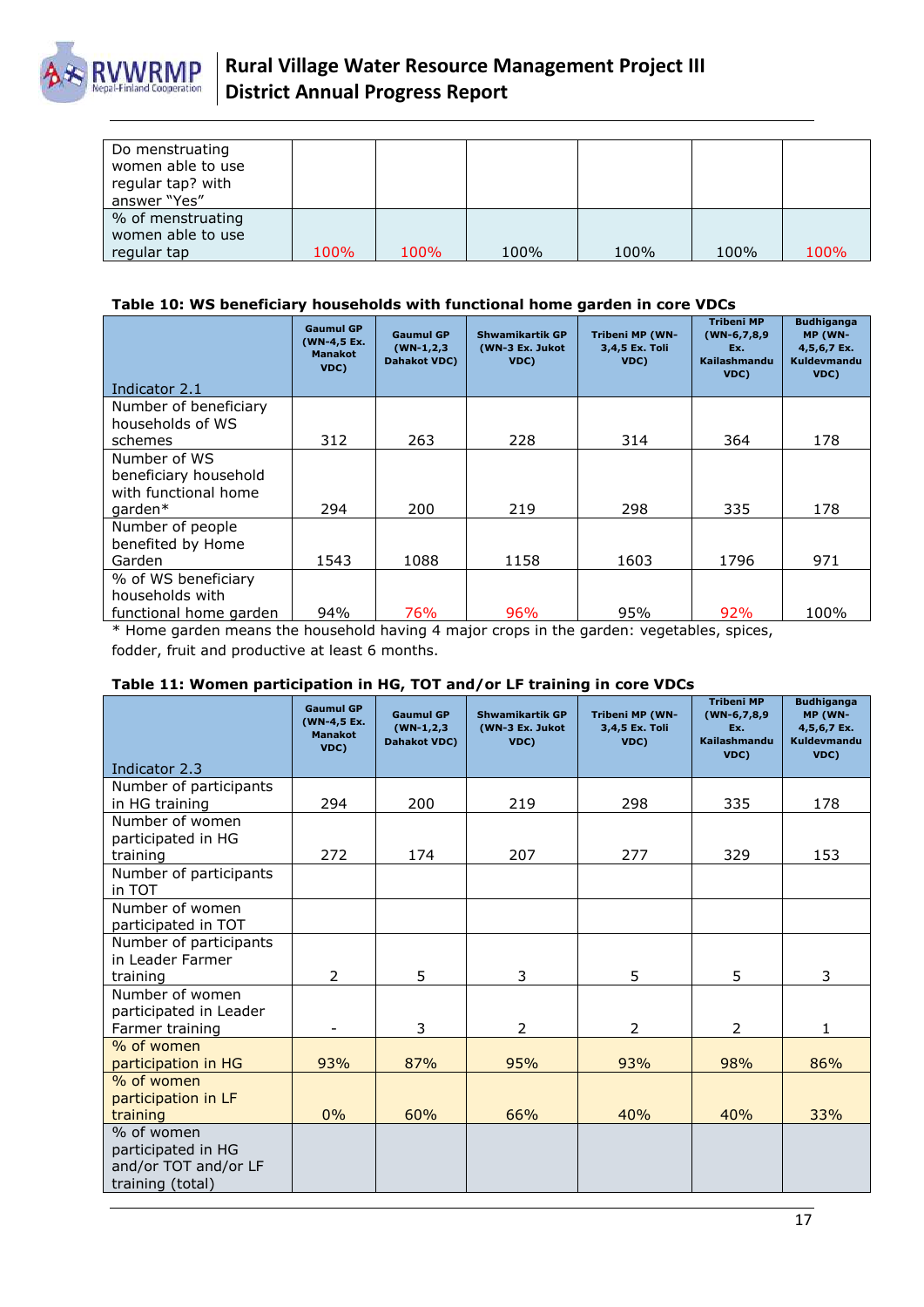| | | | | | | |
|---|---|---|---|---|---|---|
| Do menstruating women able to use regular tap? with answer "Yes" | | | | | | |
| % of menstruating women able to use regular tap | 100% | 100% | 100% | 100% | 100% | 100% |

**Table 10: WS beneficiary households with functional home garden in core VDCs**

| Indicator 2.1 | Gaumul GP (WN-4,5 Ex. Manakot VDC) | Gaumul GP (WN-1,2,3 Dahakot VDC) | Shwamikartik GP (WN-3 Ex. Jukot VDC) | Tribeni MP (WN-3,4,5 Ex. Toli VDC) | Tribeni MP (WN-6,7,8,9 Ex. Kailashmandu VDC) | Budhiganga MP (WN-4,5,6,7 Ex. Kuldevmandu VDC) |
|---|---|---|---|---|---|---|
| Number of beneficiary households of WS schemes | 312 | 263 | 228 | 314 | 364 | 178 |
| Number of WS beneficiary household with functional home garden* | 294 | 200 | 219 | 298 | 335 | 178 |
| Number of people benefited by Home Garden | 1543 | 1088 | 1158 | 1603 | 1796 | 971 |
| % of WS beneficiary households with functional home garden | 94% | 76% | 96% | 95% | 92% | 100% |

* Home garden means the household having 4 major crops in the garden: vegetables, spices, fodder, fruit and productive at least 6 months.

**Table 11: Women participation in HG, TOT and/or LF training in core VDCs**

| Indicator 2.3 | Gaumul GP (WN-4,5 Ex. Manakot VDC) | Gaumul GP (WN-1,2,3 Dahakot VDC) | Shwamikartik GP (WN-3 Ex. Jukot VDC) | Tribeni MP (WN-3,4,5 Ex. Toli VDC) | Tribeni MP (WN-6,7,8,9 Ex. Kailashmandu VDC) | Budhiganga MP (WN-4,5,6,7 Ex. Kuldevmandu VDC) |
|---|---|---|---|---|---|---|
| Number of participants in HG training | 294 | 200 | 219 | 298 | 335 | 178 |
| Number of women participated in HG training | 272 | 174 | 207 | 277 | 329 | 153 |
| Number of participants in TOT | | | | | | |
| Number of women participated in TOT | | | | | | |
| Number of participants in Leader Farmer training | 2 | 5 | 3 | 5 | 5 | 3 |
| Number of women participated in Leader Farmer training | - | 3 | 2 | 2 | 2 | 1 |
| % of women participation in HG | 93% | 87% | 95% | 93% | 98% | 86% |
| % of women participation in LF training | 0% | 60% | 66% | 40% | 40% | 33% |
| % of women participated in HG and/or TOT and/or LF training (total) | | | | | | |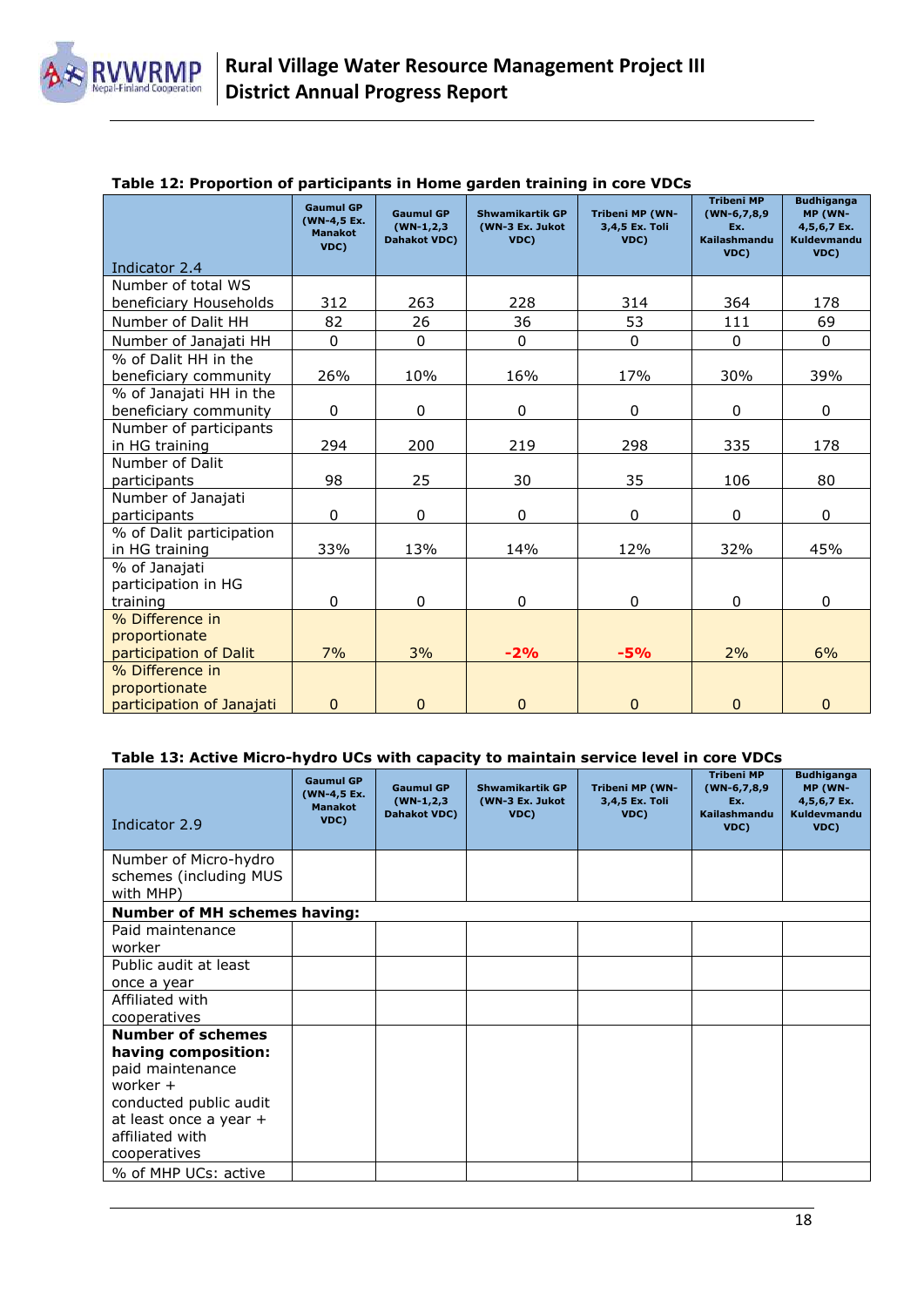**Table 12: Proportion of participants in Home garden training in core VDCs**

| Indicator 2.4 | Gaumul GP (WN-4,5 Ex. Manakot VDC) | Gaumul GP (WN-1,2,3 Dahakot VDC) | Shwamikartik GP (WN-3 Ex. Jukot VDC) | Tribeni MP (WN-3,4,5 Ex. Toli VDC) | Tribeni MP (WN-6,7,8,9 Ex. Kailashmandu VDC) | Budhiganga MP (WN-4,5,6,7 Ex. Kuldevmandu VDC) |
|---|---|---|---|---|---|---|
| Number of total WS beneficiary Households | 312 | 263 | 228 | 314 | 364 | 178 |
| Number of Dalit HH | 82 | 26 | 36 | 53 | 111 | 69 |
| Number of Janajati HH | 0 | 0 | 0 | 0 | 0 | 0 |
| % of Dalit HH in the beneficiary community | 26% | 10% | 16% | 17% | 30% | 39% |
| % of Janajati HH in the beneficiary community | 0 | 0 | 0 | 0 | 0 | 0 |
| Number of participants in HG training | 294 | 200 | 219 | 298 | 335 | 178 |
| Number of Dalit participants | 98 | 25 | 30 | 35 | 106 | 80 |
| Number of Janajati participants | 0 | 0 | 0 | 0 | 0 | 0 |
| % of Dalit participation in HG training | 33% | 13% | 14% | 12% | 32% | 45% |
| % of Janajati participation in HG training | 0 | 0 | 0 | 0 | 0 | 0 |
| % Difference in proportionate participation of Dalit | 7% | 3% | **-2%** | **-5%** | 2% | 6% |
| % Difference in proportionate participation of Janajati | 0 | 0 | 0 | 0 | 0 | 0 |

**Table 13: Active Micro-hydro UCs with capacity to maintain service level in core VDCs**

| Indicator 2.9 | Gaumul GP (WN-4,5 Ex. Manakot VDC) | Gaumul GP (WN-1,2,3 Dahakot VDC) | Shwamikartik GP (WN-3 Ex. Jukot VDC) | Tribeni MP (WN-3,4,5 Ex. Toli VDC) | Tribeni MP (WN-6,7,8,9 Ex. Kailashmandu VDC) | Budhiganga MP (WN-4,5,6,7 Ex. Kuldevmandu VDC) |
|---|---|---|---|---|---|---|
| Number of Micro-hydro schemes (including MUS with MHP) | | | | | | |
| **Number of MH schemes having:** | | | | | | |
| Paid maintenance worker | | | | | | |
| Public audit at least once a year | | | | | | |
| Affiliated with cooperatives | | | | | | |
| **Number of schemes having composition:** paid maintenance worker + conducted public audit at least once a year + affiliated with cooperatives | | | | | | |
| % of MHP UCs: active | | | | | | |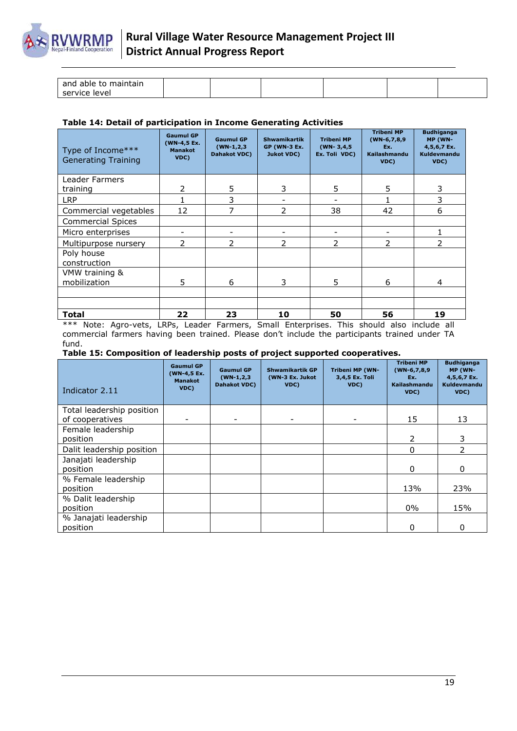| | | | | | | |
|---|---|---|---|---|---|---|
| and able to maintain service level | | | | | | |

**Table 14: Detail of participation in Income Generating Activities**

| Type of Income*** Generating Training | Gaumul GP (WN-4,5 Ex. Manakot VDC) | Gaumul GP (WN-1,2,3 Dahakot VDC) | Shwamikartik GP (WN-3 Ex. Jukot VDC) | Tribeni MP (WN- 3,4,5 Ex. Toli VDC) | Tribeni MP (WN-6,7,8,9 Ex. Kailashmandu VDC) | Budhiganga MP (WN-4,5,6,7 Ex. Kuldevmandu VDC) |
|---|---|---|---|---|---|---|
| Leader Farmers training | 2 | 5 | 3 | 5 | 5 | 3 |
| LRP | 1 | 3 | - | - | 1 | 3 |
| Commercial vegetables | 12 | 7 | 2 | 38 | 42 | 6 |
| Commercial Spices | | | | | | |
| Micro enterprises | - | - | - | - | - | 1 |
| Multipurpose nursery | 2 | 2 | 2 | 2 | 2 | 2 |
| Poly house construction | | | | | | |
| VMW training & mobilization | 5 | 6 | 3 | 5 | 6 | 4 |
| | | | | | | |
| | | | | | | |
| **Total** | **22** | **23** | **10** | **50** | **56** | **19** |

*** Note: Agro-vets, LRPs, Leader Farmers, Small Enterprises. This should also include all commercial farmers having been trained. Please don't include the participants trained under TA fund.

**Table 15: Composition of leadership posts of project supported cooperatives.**

| Indicator 2.11 | Gaumul GP (WN-4,5 Ex. Manakot VDC) | Gaumul GP (WN-1,2,3 Dahakot VDC) | Shwamikartik GP (WN-3 Ex. Jukot VDC) | Tribeni MP (WN-3,4,5 Ex. Toli VDC) | Tribeni MP (WN-6,7,8,9 Ex. Kailashmandu VDC) | Budhiganga MP (WN-4,5,6,7 Ex. Kuldevmandu VDC) |
|---|---|---|---|---|---|---|
| Total leadership position of cooperatives | - | - | - | - | 15 | 13 |
| Female leadership position | | | | | 2 | 3 |
| Dalit leadership position | | | | | 0 | 2 |
| Janajati leadership position | | | | | 0 | 0 |
| % Female leadership position | | | | | 13% | 23% |
| % Dalit leadership position | | | | | 0% | 15% |
| % Janajati leadership position | | | | | 0 | 0 |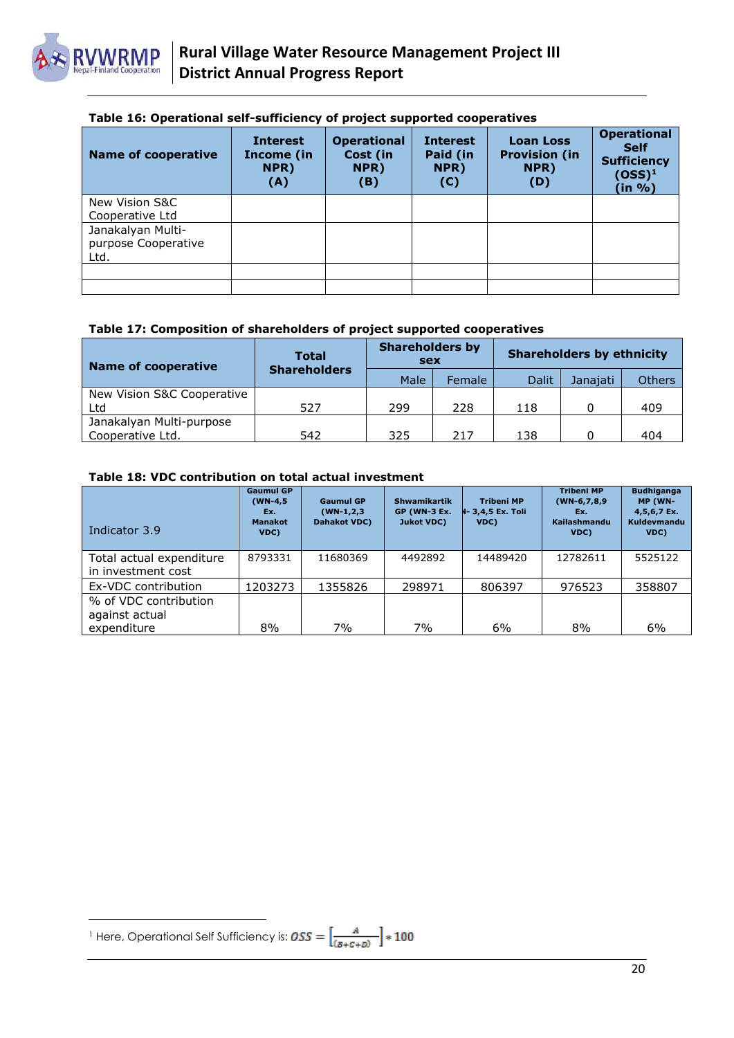**Table 16: Operational self-sufficiency of project supported cooperatives**

| Name of cooperative | Interest Income (in NPR) (A) | Operational Cost (in NPR) (B) | Interest Paid (in NPR) (C) | Loan Loss Provision (in NPR) (D) | Operational Self Sufficiency (OSS)[1] (in %) |
|---|---|---|---|---|---|
| New Vision S&C Cooperative Ltd | | | | | |
| Janakalyan Multi-purpose Cooperative Ltd. | | | | | |
| | | | | | |
| | | | | | |

**Table 17: Composition of shareholders of project supported cooperatives**

| Name of cooperative | Total Shareholders | Shareholders by sex | | Shareholders by ethnicity | | |
|---|---|---|---|---|---|---|
| | | Male | Female | Dalit | Janajati | Others |
| New Vision S&C Cooperative Ltd | 527 | 299 | 228 | 118 | 0 | 409 |
| Janakalyan Multi-purpose Cooperative Ltd. | 542 | 325 | 217 | 138 | 0 | 404 |

**Table 18: VDC contribution on total actual investment**

| Indicator 3.9 | Gaumul GP (WN-4,5 Ex. Manakot VDC) | Gaumul GP (WN-1,2,3 Dahakot VDC) | Shwamikartik GP (WN-3 Ex. Jukot VDC) | Tribeni MP (WN- 3,4,5 Ex. Toli VDC) | Tribeni MP (WN-6,7,8,9 Ex. Kailashmandu VDC) | Budhiganga MP (WN-4,5,6,7 Ex. Kuldevmandu VDC) |
|---|---|---|---|---|---|---|
| Total actual expenditure in investment cost | 8793331 | 11680369 | 4492892 | 14489420 | 12782611 | 5525122 |
| Ex-VDC contribution | 1203273 | 1355826 | 298971 | 806397 | 976523 | 358807 |
| % of VDC contribution against actual expenditure | 8% | 7% | 7% | 6% | 8% | 6% |

[1] Here, Operational Self Sufficiency is: $OSS = \left[\frac{A}{(B+C+D)}\right] * 100$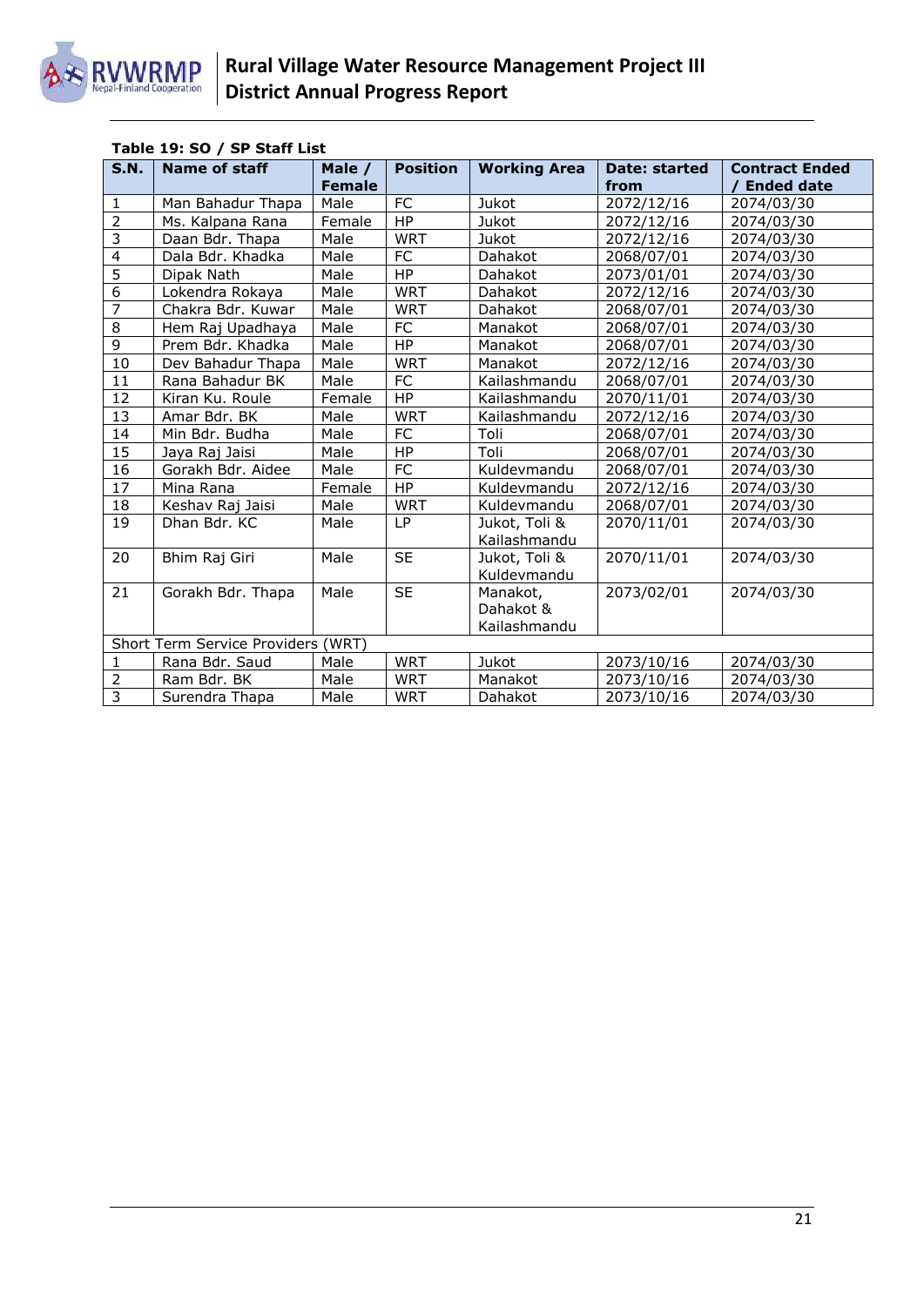**Table 19: SO / SP Staff List**

| S.N. | Name of staff | Male / Female | Position | Working Area | Date: started from | Contract Ended / Ended date |
|---|---|---|---|---|---|---|
| 1 | Man Bahadur Thapa | Male | FC | Jukot | 2072/12/16 | 2074/03/30 |
| 2 | Ms. Kalpana Rana | Female | HP | Jukot | 2072/12/16 | 2074/03/30 |
| 3 | Daan Bdr. Thapa | Male | WRT | Jukot | 2072/12/16 | 2074/03/30 |
| 4 | Dala Bdr. Khadka | Male | FC | Dahakot | 2068/07/01 | 2074/03/30 |
| 5 | Dipak Nath | Male | HP | Dahakot | 2073/01/01 | 2074/03/30 |
| 6 | Lokendra Rokaya | Male | WRT | Dahakot | 2072/12/16 | 2074/03/30 |
| 7 | Chakra Bdr. Kuwar | Male | WRT | Dahakot | 2068/07/01 | 2074/03/30 |
| 8 | Hem Raj Upadhaya | Male | FC | Manakot | 2068/07/01 | 2074/03/30 |
| 9 | Prem Bdr. Khadka | Male | HP | Manakot | 2068/07/01 | 2074/03/30 |
| 10 | Dev Bahadur Thapa | Male | WRT | Manakot | 2072/12/16 | 2074/03/30 |
| 11 | Rana Bahadur BK | Male | FC | Kailashmandu | 2068/07/01 | 2074/03/30 |
| 12 | Kiran Ku. Roule | Female | HP | Kailashmandu | 2070/11/01 | 2074/03/30 |
| 13 | Amar Bdr. BK | Male | WRT | Kailashmandu | 2072/12/16 | 2074/03/30 |
| 14 | Min Bdr. Budha | Male | FC | Toli | 2068/07/01 | 2074/03/30 |
| 15 | Jaya Raj Jaisi | Male | HP | Toli | 2068/07/01 | 2074/03/30 |
| 16 | Gorakh Bdr. Aidee | Male | FC | Kuldevmandu | 2068/07/01 | 2074/03/30 |
| 17 | Mina Rana | Female | HP | Kuldevmandu | 2072/12/16 | 2074/03/30 |
| 18 | Keshav Raj Jaisi | Male | WRT | Kuldevmandu | 2068/07/01 | 2074/03/30 |
| 19 | Dhan Bdr. KC | Male | LP | Jukot, Toli & Kailashmandu | 2070/11/01 | 2074/03/30 |
| 20 | Bhim Raj Giri | Male | SE | Jukot, Toli & Kuldevmandu | 2070/11/01 | 2074/03/30 |
| 21 | Gorakh Bdr. Thapa | Male | SE | Manakot, Dahakot & Kailashmandu | 2073/02/01 | 2074/03/30 |
| Short Term Service Providers (WRT) | | | | | | |
| 1 | Rana Bdr. Saud | Male | WRT | Jukot | 2073/10/16 | 2074/03/30 |
| 2 | Ram Bdr. BK | Male | WRT | Manakot | 2073/10/16 | 2074/03/30 |
| 3 | Surendra Thapa | Male | WRT | Dahakot | 2073/10/16 | 2074/03/30 |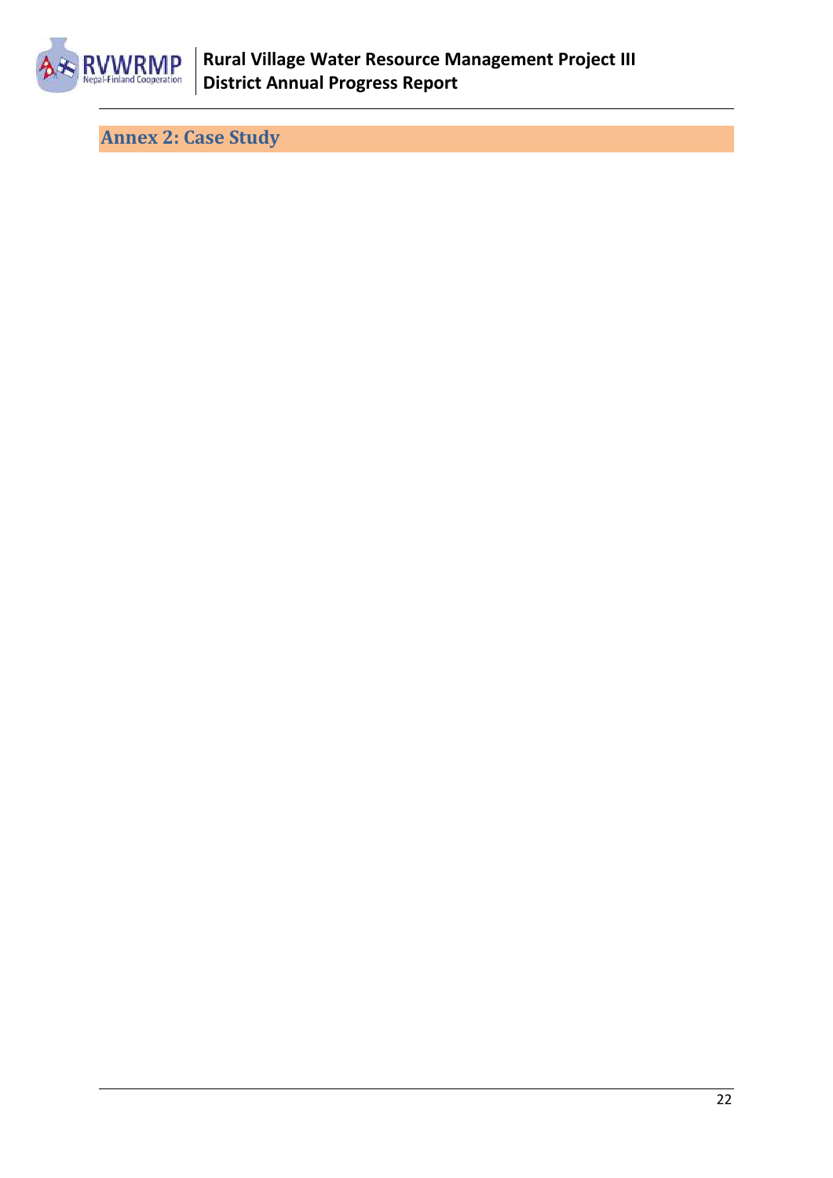## Annex 2: Case Study